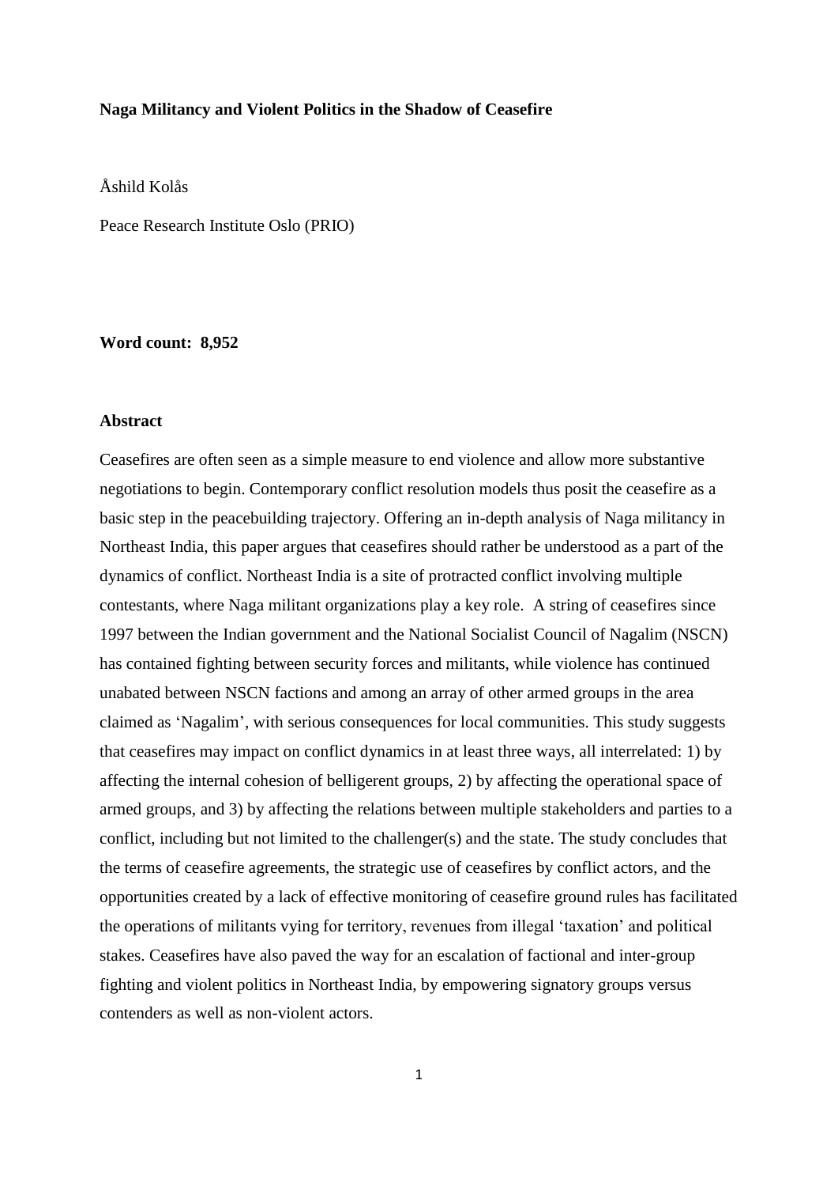**Naga Militancy and Violent Politics in the Shadow of Ceasefire**

Åshild Kolås

Peace Research Institute Oslo (PRIO)

**Word count: 8,952**

**Abstract**

Ceasefires are often seen as a simple measure to end violence and allow more substantive negotiations to begin. Contemporary conflict resolution models thus posit the ceasefire as a basic step in the peacebuilding trajectory. Offering an in-depth analysis of Naga militancy in Northeast India, this paper argues that ceasefires should rather be understood as a part of the dynamics of conflict. Northeast India is a site of protracted conflict involving multiple contestants, where Naga militant organizations play a key role. A string of ceasefires since 1997 between the Indian government and the National Socialist Council of Nagalim (NSCN) has contained fighting between security forces and militants, while violence has continued unabated between NSCN factions and among an array of other armed groups in the area claimed as 'Nagalim', with serious consequences for local communities. This study suggests that ceasefires may impact on conflict dynamics in at least three ways, all interrelated: 1) by affecting the internal cohesion of belligerent groups, 2) by affecting the operational space of armed groups, and 3) by affecting the relations between multiple stakeholders and parties to a conflict, including but not limited to the challenger(s) and the state. The study concludes that the terms of ceasefire agreements, the strategic use of ceasefires by conflict actors, and the opportunities created by a lack of effective monitoring of ceasefire ground rules has facilitated the operations of militants vying for territory, revenues from illegal 'taxation' and political stakes. Ceasefires have also paved the way for an escalation of factional and inter-group fighting and violent politics in Northeast India, by empowering signatory groups versus contenders as well as non-violent actors.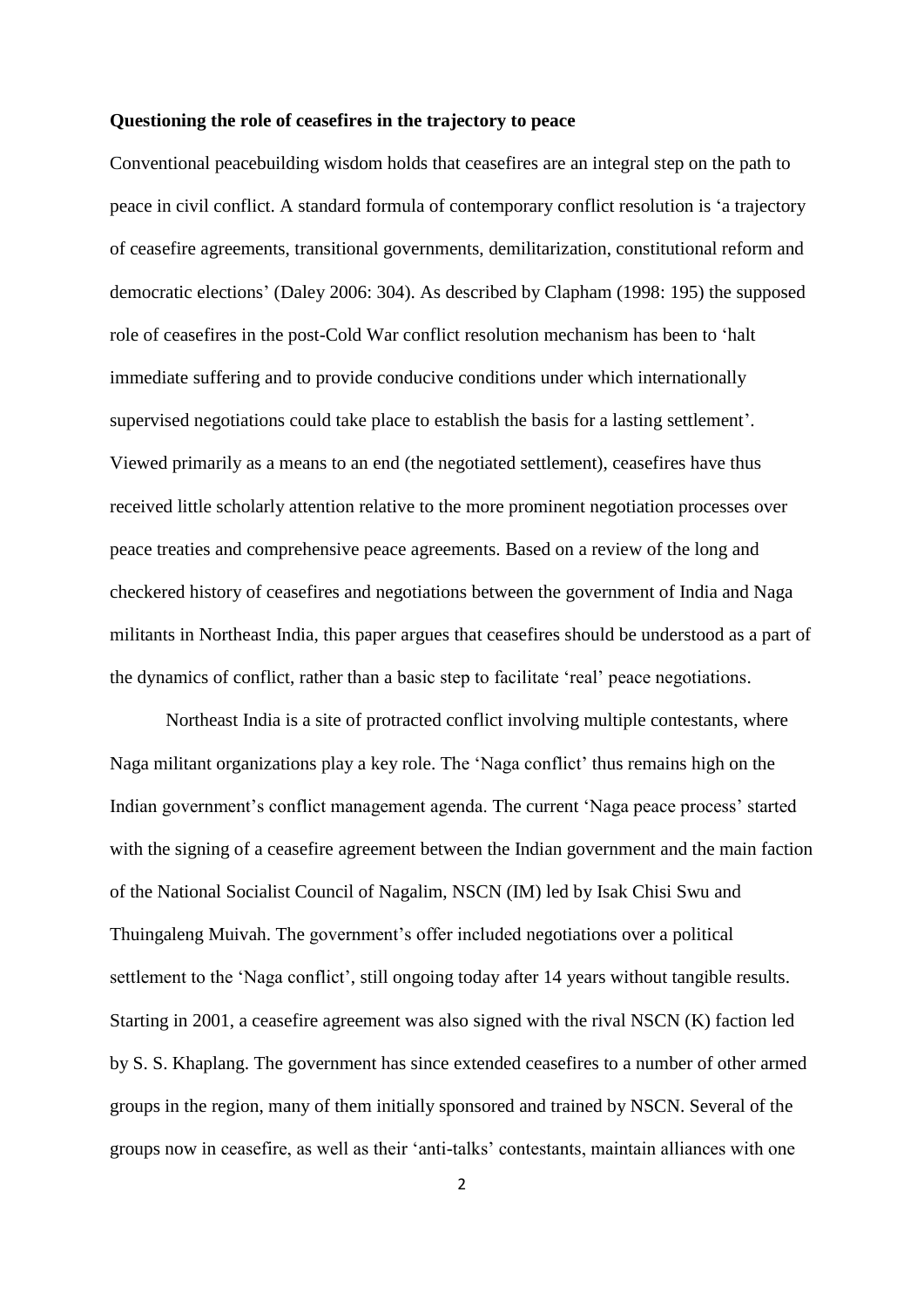**Questioning the role of ceasefires in the trajectory to peace**

Conventional peacebuilding wisdom holds that ceasefires are an integral step on the path to peace in civil conflict. A standard formula of contemporary conflict resolution is 'a trajectory of ceasefire agreements, transitional governments, demilitarization, constitutional reform and democratic elections' (Daley 2006: 304). As described by Clapham (1998: 195) the supposed role of ceasefires in the post-Cold War conflict resolution mechanism has been to 'halt immediate suffering and to provide conducive conditions under which internationally supervised negotiations could take place to establish the basis for a lasting settlement'. Viewed primarily as a means to an end (the negotiated settlement), ceasefires have thus received little scholarly attention relative to the more prominent negotiation processes over peace treaties and comprehensive peace agreements. Based on a review of the long and checkered history of ceasefires and negotiations between the government of India and Naga militants in Northeast India, this paper argues that ceasefires should be understood as a part of the dynamics of conflict, rather than a basic step to facilitate 'real' peace negotiations.

Northeast India is a site of protracted conflict involving multiple contestants, where Naga militant organizations play a key role. The 'Naga conflict' thus remains high on the Indian government's conflict management agenda. The current 'Naga peace process' started with the signing of a ceasefire agreement between the Indian government and the main faction of the National Socialist Council of Nagalim, NSCN (IM) led by Isak Chisi Swu and Thuingaleng Muivah. The government's offer included negotiations over a political settlement to the 'Naga conflict', still ongoing today after 14 years without tangible results. Starting in 2001, a ceasefire agreement was also signed with the rival NSCN (K) faction led by S. S. Khaplang. The government has since extended ceasefires to a number of other armed groups in the region, many of them initially sponsored and trained by NSCN. Several of the groups now in ceasefire, as well as their 'anti-talks' contestants, maintain alliances with one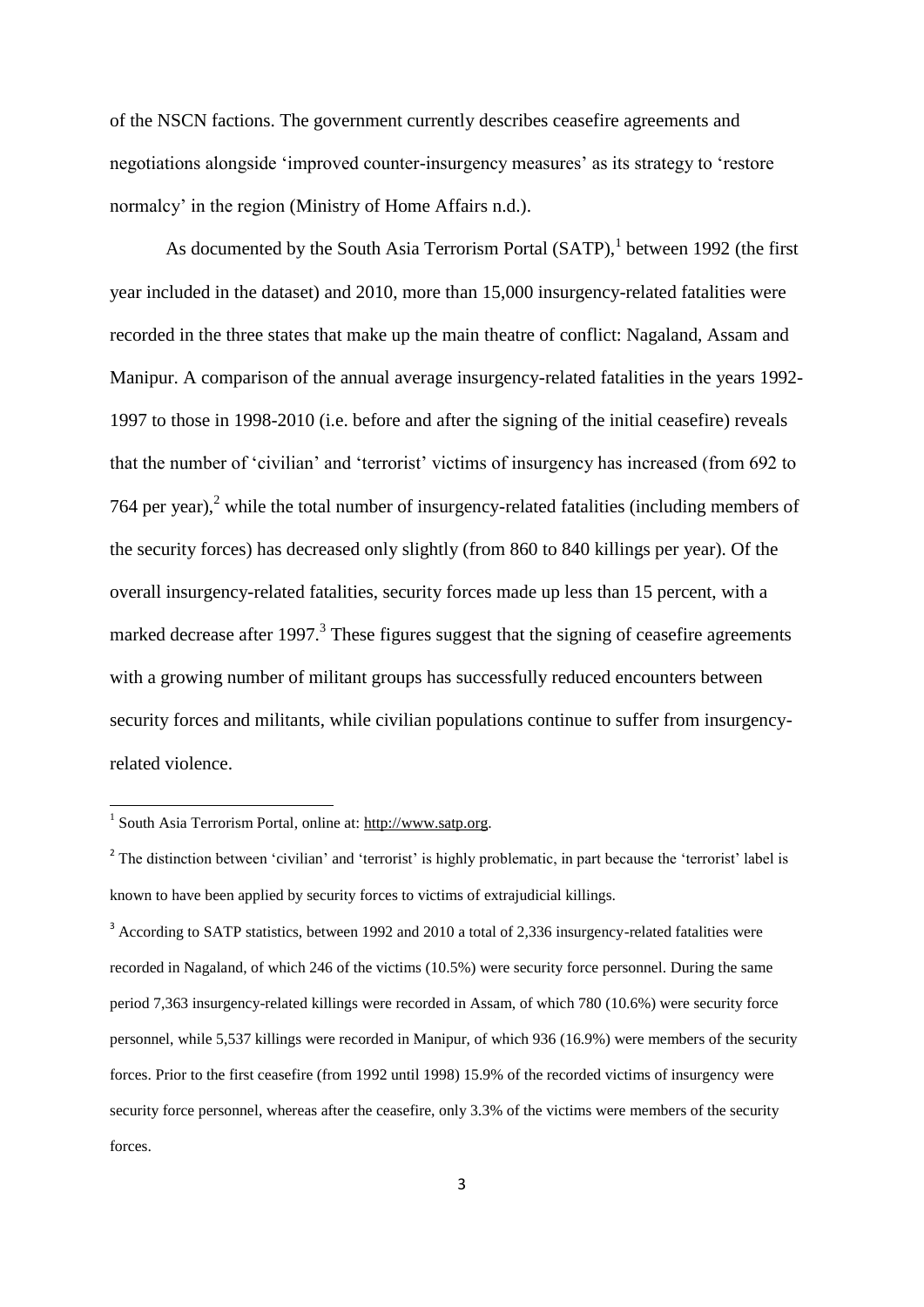of the NSCN factions. The government currently describes ceasefire agreements and negotiations alongside 'improved counter-insurgency measures' as its strategy to 'restore normalcy' in the region (Ministry of Home Affairs n.d.).

As documented by the South Asia Terrorism Portal (SATP),[1] between 1992 (the first year included in the dataset) and 2010, more than 15,000 insurgency-related fatalities were recorded in the three states that make up the main theatre of conflict: Nagaland, Assam and Manipur. A comparison of the annual average insurgency-related fatalities in the years 1992-1997 to those in 1998-2010 (i.e. before and after the signing of the initial ceasefire) reveals that the number of 'civilian' and 'terrorist' victims of insurgency has increased (from 692 to 764 per year),[2] while the total number of insurgency-related fatalities (including members of the security forces) has decreased only slightly (from 860 to 840 killings per year). Of the overall insurgency-related fatalities, security forces made up less than 15 percent, with a marked decrease after 1997.[3] These figures suggest that the signing of ceasefire agreements with a growing number of militant groups has successfully reduced encounters between security forces and militants, while civilian populations continue to suffer from insurgency-related violence.

---

[1] South Asia Terrorism Portal, online at: http://www.satp.org.

[2] The distinction between 'civilian' and 'terrorist' is highly problematic, in part because the 'terrorist' label is known to have been applied by security forces to victims of extrajudicial killings.

[3] According to SATP statistics, between 1992 and 2010 a total of 2,336 insurgency-related fatalities were recorded in Nagaland, of which 246 of the victims (10.5%) were security force personnel. During the same period 7,363 insurgency-related killings were recorded in Assam, of which 780 (10.6%) were security force personnel, while 5,537 killings were recorded in Manipur, of which 936 (16.9%) were members of the security forces. Prior to the first ceasefire (from 1992 until 1998) 15.9% of the recorded victims of insurgency were security force personnel, whereas after the ceasefire, only 3.3% of the victims were members of the security forces.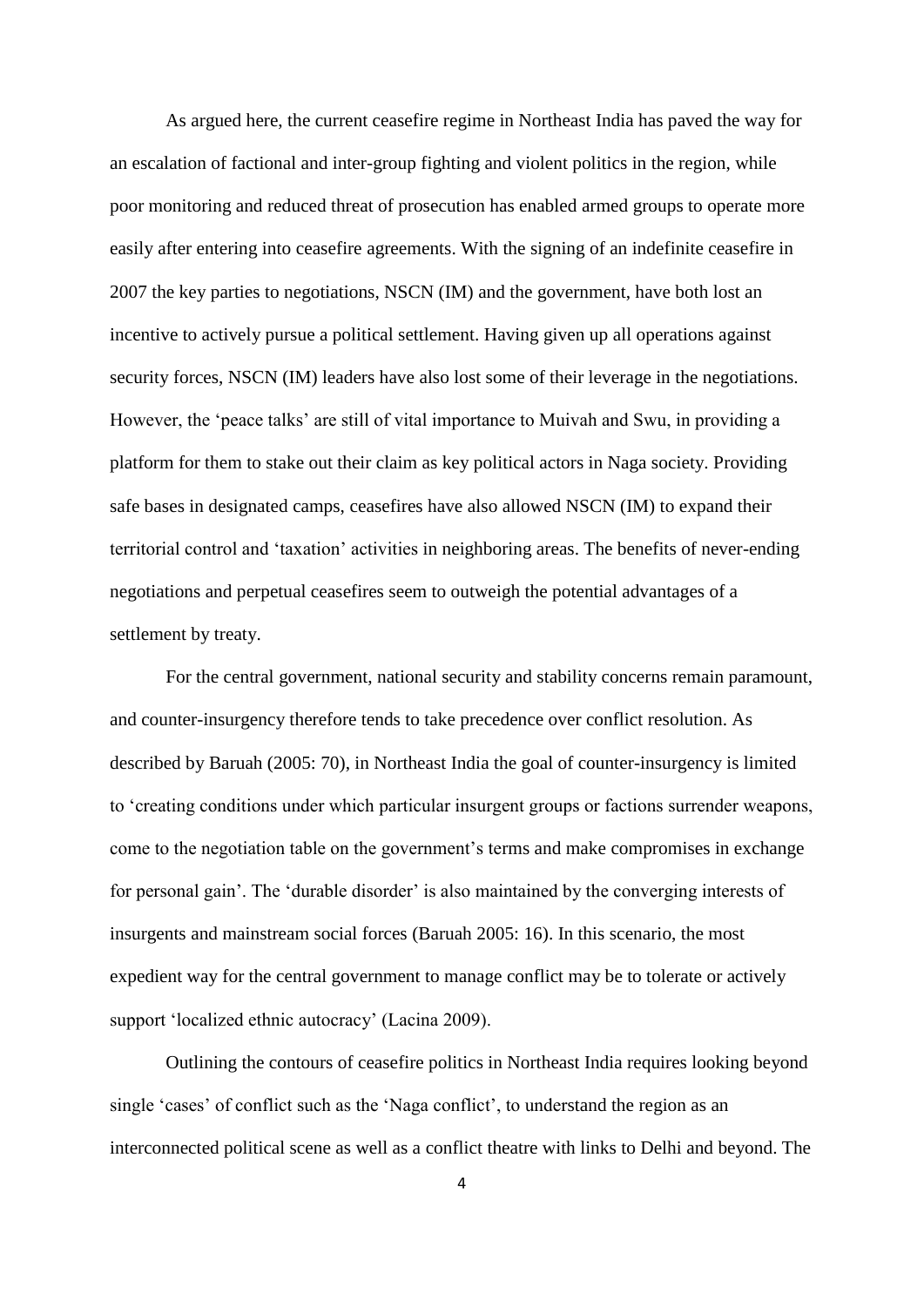As argued here, the current ceasefire regime in Northeast India has paved the way for an escalation of factional and inter-group fighting and violent politics in the region, while poor monitoring and reduced threat of prosecution has enabled armed groups to operate more easily after entering into ceasefire agreements. With the signing of an indefinite ceasefire in 2007 the key parties to negotiations, NSCN (IM) and the government, have both lost an incentive to actively pursue a political settlement. Having given up all operations against security forces, NSCN (IM) leaders have also lost some of their leverage in the negotiations. However, the 'peace talks' are still of vital importance to Muivah and Swu, in providing a platform for them to stake out their claim as key political actors in Naga society. Providing safe bases in designated camps, ceasefires have also allowed NSCN (IM) to expand their territorial control and 'taxation' activities in neighboring areas. The benefits of never-ending negotiations and perpetual ceasefires seem to outweigh the potential advantages of a settlement by treaty.

For the central government, national security and stability concerns remain paramount, and counter-insurgency therefore tends to take precedence over conflict resolution. As described by Baruah (2005: 70), in Northeast India the goal of counter-insurgency is limited to 'creating conditions under which particular insurgent groups or factions surrender weapons, come to the negotiation table on the government's terms and make compromises in exchange for personal gain'. The 'durable disorder' is also maintained by the converging interests of insurgents and mainstream social forces (Baruah 2005: 16). In this scenario, the most expedient way for the central government to manage conflict may be to tolerate or actively support 'localized ethnic autocracy' (Lacina 2009).

Outlining the contours of ceasefire politics in Northeast India requires looking beyond single 'cases' of conflict such as the 'Naga conflict', to understand the region as an interconnected political scene as well as a conflict theatre with links to Delhi and beyond. The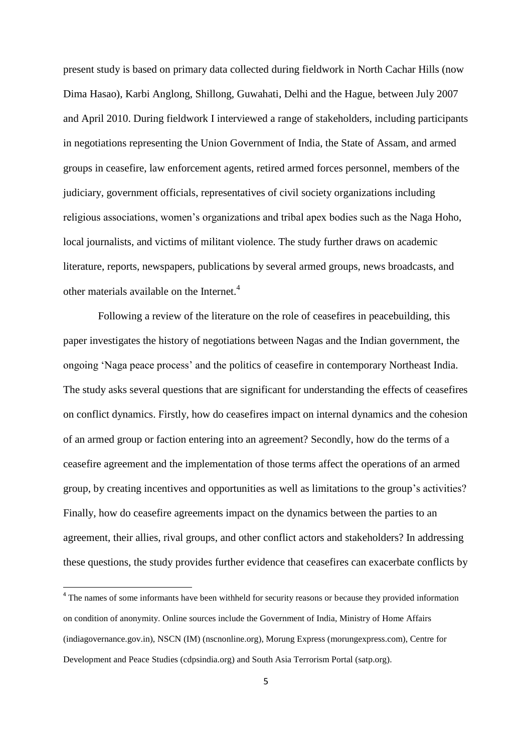present study is based on primary data collected during fieldwork in North Cachar Hills (now Dima Hasao), Karbi Anglong, Shillong, Guwahati, Delhi and the Hague, between July 2007 and April 2010. During fieldwork I interviewed a range of stakeholders, including participants in negotiations representing the Union Government of India, the State of Assam, and armed groups in ceasefire, law enforcement agents, retired armed forces personnel, members of the judiciary, government officials, representatives of civil society organizations including religious associations, women's organizations and tribal apex bodies such as the Naga Hoho, local journalists, and victims of militant violence. The study further draws on academic literature, reports, newspapers, publications by several armed groups, news broadcasts, and other materials available on the Internet.[4]

Following a review of the literature on the role of ceasefires in peacebuilding, this paper investigates the history of negotiations between Nagas and the Indian government, the ongoing 'Naga peace process' and the politics of ceasefire in contemporary Northeast India. The study asks several questions that are significant for understanding the effects of ceasefires on conflict dynamics. Firstly, how do ceasefires impact on internal dynamics and the cohesion of an armed group or faction entering into an agreement? Secondly, how do the terms of a ceasefire agreement and the implementation of those terms affect the operations of an armed group, by creating incentives and opportunities as well as limitations to the group's activities? Finally, how do ceasefire agreements impact on the dynamics between the parties to an agreement, their allies, rival groups, and other conflict actors and stakeholders? In addressing these questions, the study provides further evidence that ceasefires can exacerbate conflicts by

[4] The names of some informants have been withheld for security reasons or because they provided information on condition of anonymity. Online sources include the Government of India, Ministry of Home Affairs (indiagovernance.gov.in), NSCN (IM) (nscnonline.org), Morung Express (morungexpress.com), Centre for Development and Peace Studies (cdpsindia.org) and South Asia Terrorism Portal (satp.org).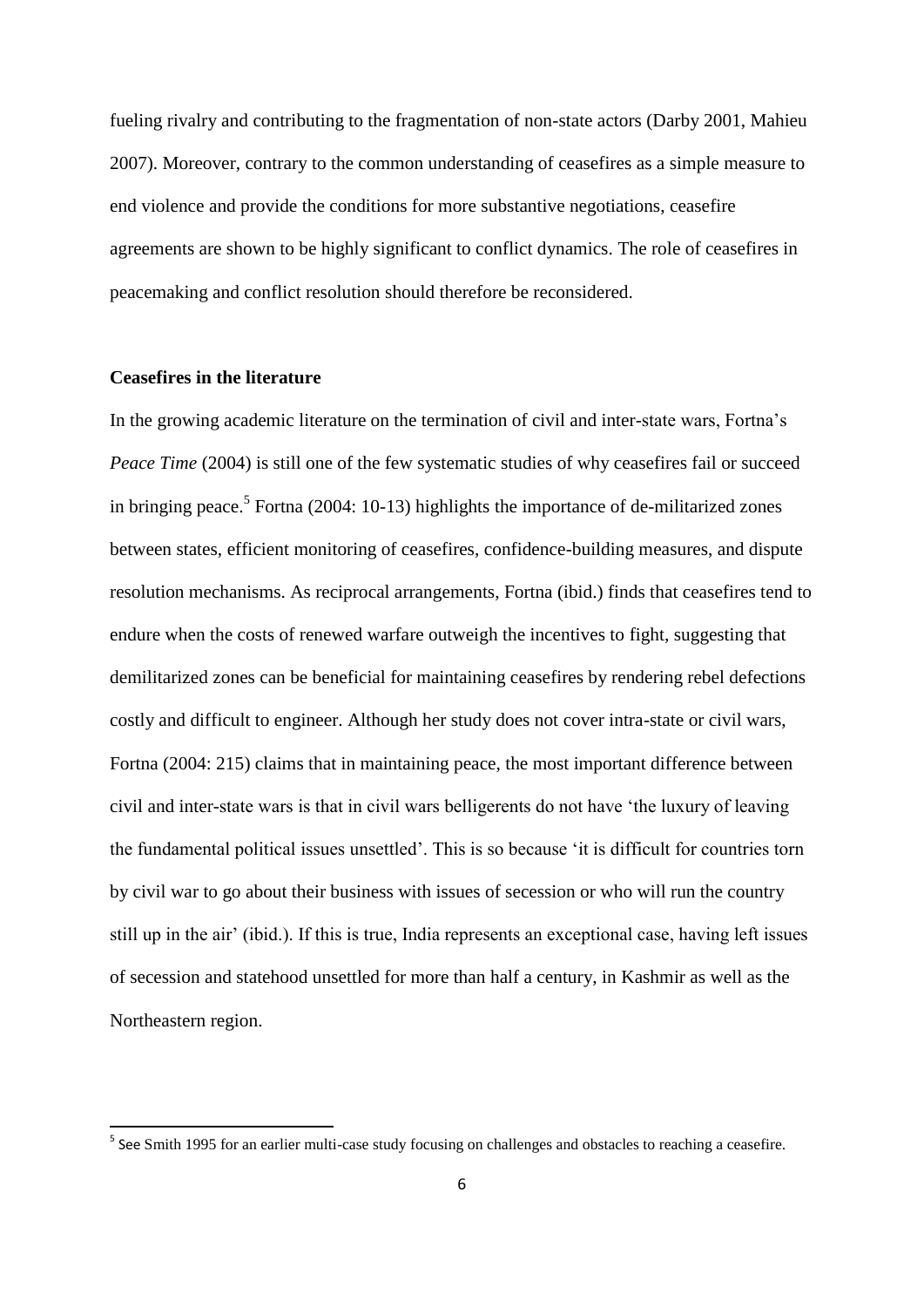fueling rivalry and contributing to the fragmentation of non-state actors (Darby 2001, Mahieu 2007). Moreover, contrary to the common understanding of ceasefires as a simple measure to end violence and provide the conditions for more substantive negotiations, ceasefire agreements are shown to be highly significant to conflict dynamics. The role of ceasefires in peacemaking and conflict resolution should therefore be reconsidered.

## Ceasefires in the literature

In the growing academic literature on the termination of civil and inter-state wars, Fortna's *Peace Time* (2004) is still one of the few systematic studies of why ceasefires fail or succeed in bringing peace.[5] Fortna (2004: 10-13) highlights the importance of de-militarized zones between states, efficient monitoring of ceasefires, confidence-building measures, and dispute resolution mechanisms. As reciprocal arrangements, Fortna (ibid.) finds that ceasefires tend to endure when the costs of renewed warfare outweigh the incentives to fight, suggesting that demilitarized zones can be beneficial for maintaining ceasefires by rendering rebel defections costly and difficult to engineer. Although her study does not cover intra-state or civil wars, Fortna (2004: 215) claims that in maintaining peace, the most important difference between civil and inter-state wars is that in civil wars belligerents do not have 'the luxury of leaving the fundamental political issues unsettled'. This is so because 'it is difficult for countries torn by civil war to go about their business with issues of secession or who will run the country still up in the air' (ibid.). If this is true, India represents an exceptional case, having left issues of secession and statehood unsettled for more than half a century, in Kashmir as well as the Northeastern region.

[5] See Smith 1995 for an earlier multi-case study focusing on challenges and obstacles to reaching a ceasefire.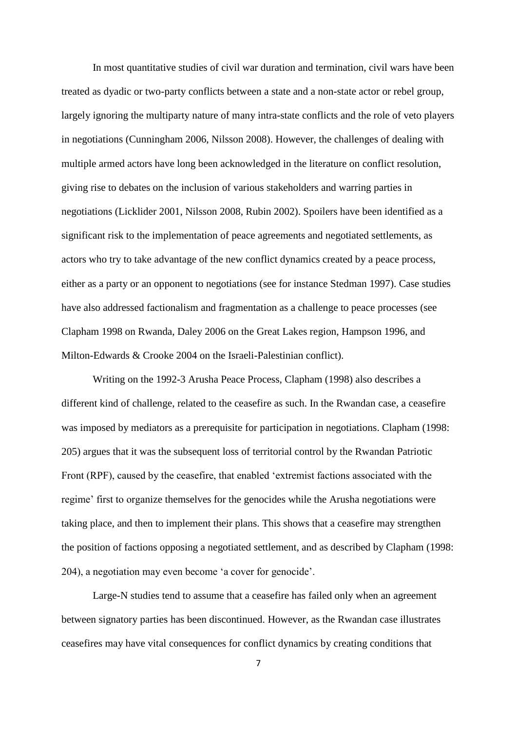In most quantitative studies of civil war duration and termination, civil wars have been treated as dyadic or two-party conflicts between a state and a non-state actor or rebel group, largely ignoring the multiparty nature of many intra-state conflicts and the role of veto players in negotiations (Cunningham 2006, Nilsson 2008). However, the challenges of dealing with multiple armed actors have long been acknowledged in the literature on conflict resolution, giving rise to debates on the inclusion of various stakeholders and warring parties in negotiations (Licklider 2001, Nilsson 2008, Rubin 2002). Spoilers have been identified as a significant risk to the implementation of peace agreements and negotiated settlements, as actors who try to take advantage of the new conflict dynamics created by a peace process, either as a party or an opponent to negotiations (see for instance Stedman 1997). Case studies have also addressed factionalism and fragmentation as a challenge to peace processes (see Clapham 1998 on Rwanda, Daley 2006 on the Great Lakes region, Hampson 1996, and Milton-Edwards & Crooke 2004 on the Israeli-Palestinian conflict).

Writing on the 1992-3 Arusha Peace Process, Clapham (1998) also describes a different kind of challenge, related to the ceasefire as such. In the Rwandan case, a ceasefire was imposed by mediators as a prerequisite for participation in negotiations. Clapham (1998: 205) argues that it was the subsequent loss of territorial control by the Rwandan Patriotic Front (RPF), caused by the ceasefire, that enabled 'extremist factions associated with the regime' first to organize themselves for the genocides while the Arusha negotiations were taking place, and then to implement their plans. This shows that a ceasefire may strengthen the position of factions opposing a negotiated settlement, and as described by Clapham (1998: 204), a negotiation may even become 'a cover for genocide'.

Large-N studies tend to assume that a ceasefire has failed only when an agreement between signatory parties has been discontinued. However, as the Rwandan case illustrates ceasefires may have vital consequences for conflict dynamics by creating conditions that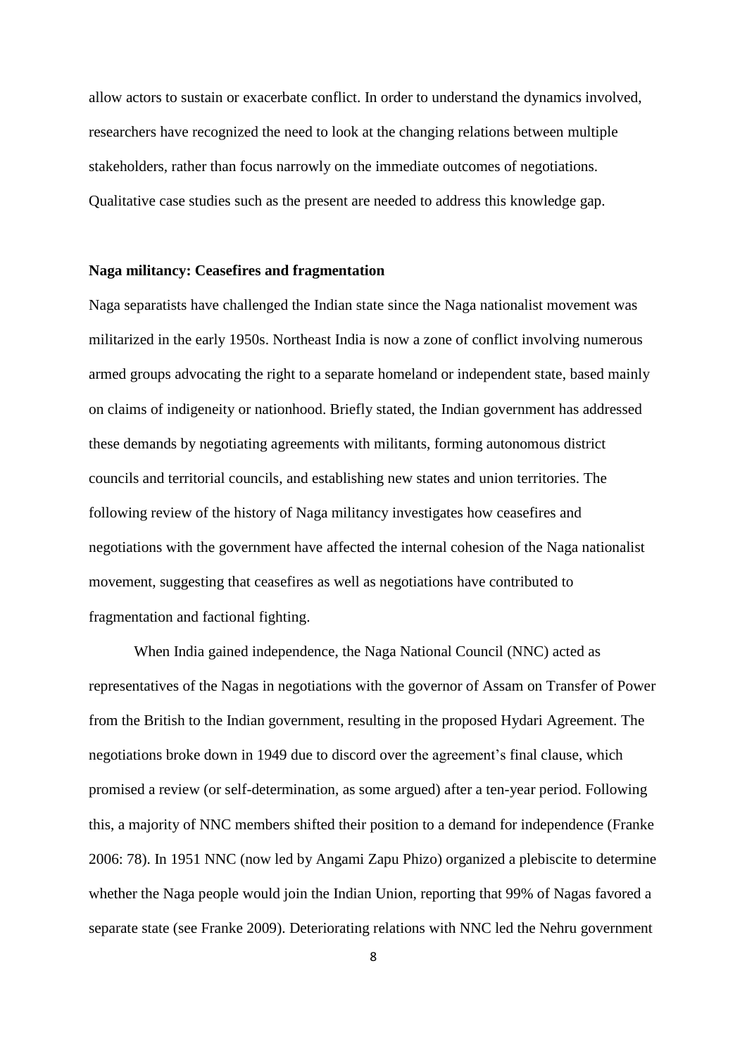allow actors to sustain or exacerbate conflict. In order to understand the dynamics involved, researchers have recognized the need to look at the changing relations between multiple stakeholders, rather than focus narrowly on the immediate outcomes of negotiations. Qualitative case studies such as the present are needed to address this knowledge gap.

**Naga militancy: Ceasefires and fragmentation**

Naga separatists have challenged the Indian state since the Naga nationalist movement was militarized in the early 1950s. Northeast India is now a zone of conflict involving numerous armed groups advocating the right to a separate homeland or independent state, based mainly on claims of indigeneity or nationhood. Briefly stated, the Indian government has addressed these demands by negotiating agreements with militants, forming autonomous district councils and territorial councils, and establishing new states and union territories. The following review of the history of Naga militancy investigates how ceasefires and negotiations with the government have affected the internal cohesion of the Naga nationalist movement, suggesting that ceasefires as well as negotiations have contributed to fragmentation and factional fighting.

When India gained independence, the Naga National Council (NNC) acted as representatives of the Nagas in negotiations with the governor of Assam on Transfer of Power from the British to the Indian government, resulting in the proposed Hydari Agreement. The negotiations broke down in 1949 due to discord over the agreement's final clause, which promised a review (or self-determination, as some argued) after a ten-year period. Following this, a majority of NNC members shifted their position to a demand for independence (Franke 2006: 78). In 1951 NNC (now led by Angami Zapu Phizo) organized a plebiscite to determine whether the Naga people would join the Indian Union, reporting that 99% of Nagas favored a separate state (see Franke 2009). Deteriorating relations with NNC led the Nehru government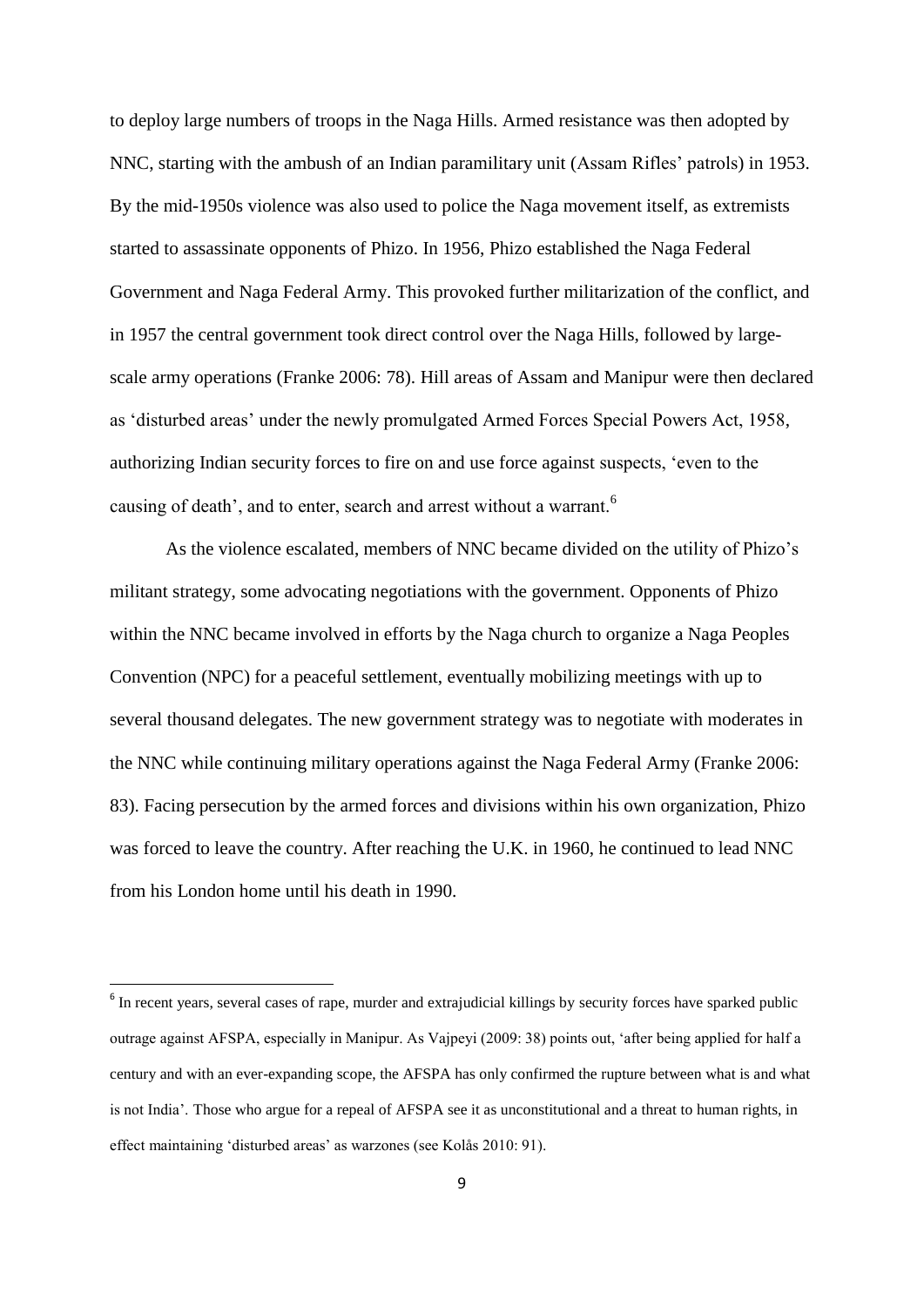to deploy large numbers of troops in the Naga Hills. Armed resistance was then adopted by NNC, starting with the ambush of an Indian paramilitary unit (Assam Rifles' patrols) in 1953. By the mid-1950s violence was also used to police the Naga movement itself, as extremists started to assassinate opponents of Phizo. In 1956, Phizo established the Naga Federal Government and Naga Federal Army. This provoked further militarization of the conflict, and in 1957 the central government took direct control over the Naga Hills, followed by large-scale army operations (Franke 2006: 78). Hill areas of Assam and Manipur were then declared as 'disturbed areas' under the newly promulgated Armed Forces Special Powers Act, 1958, authorizing Indian security forces to fire on and use force against suspects, 'even to the causing of death', and to enter, search and arrest without a warrant.[6]

As the violence escalated, members of NNC became divided on the utility of Phizo's militant strategy, some advocating negotiations with the government. Opponents of Phizo within the NNC became involved in efforts by the Naga church to organize a Naga Peoples Convention (NPC) for a peaceful settlement, eventually mobilizing meetings with up to several thousand delegates. The new government strategy was to negotiate with moderates in the NNC while continuing military operations against the Naga Federal Army (Franke 2006: 83). Facing persecution by the armed forces and divisions within his own organization, Phizo was forced to leave the country. After reaching the U.K. in 1960, he continued to lead NNC from his London home until his death in 1990.

---

[6] In recent years, several cases of rape, murder and extrajudicial killings by security forces have sparked public outrage against AFSPA, especially in Manipur. As Vajpeyi (2009: 38) points out, 'after being applied for half a century and with an ever-expanding scope, the AFSPA has only confirmed the rupture between what is and what is not India'. Those who argue for a repeal of AFSPA see it as unconstitutional and a threat to human rights, in effect maintaining 'disturbed areas' as warzones (see Kolås 2010: 91).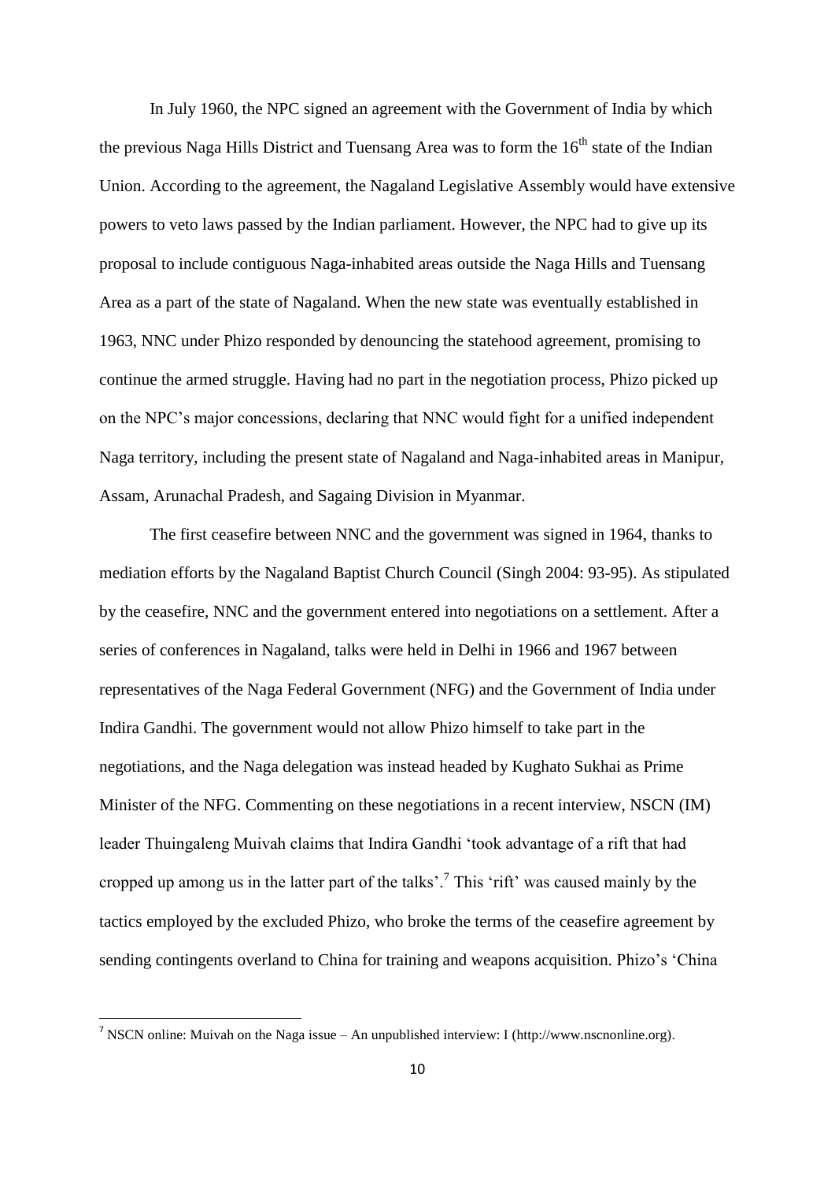In July 1960, the NPC signed an agreement with the Government of India by which the previous Naga Hills District and Tuensang Area was to form the 16th state of the Indian Union. According to the agreement, the Nagaland Legislative Assembly would have extensive powers to veto laws passed by the Indian parliament. However, the NPC had to give up its proposal to include contiguous Naga-inhabited areas outside the Naga Hills and Tuensang Area as a part of the state of Nagaland. When the new state was eventually established in 1963, NNC under Phizo responded by denouncing the statehood agreement, promising to continue the armed struggle. Having had no part in the negotiation process, Phizo picked up on the NPC's major concessions, declaring that NNC would fight for a unified independent Naga territory, including the present state of Nagaland and Naga-inhabited areas in Manipur, Assam, Arunachal Pradesh, and Sagaing Division in Myanmar.

The first ceasefire between NNC and the government was signed in 1964, thanks to mediation efforts by the Nagaland Baptist Church Council (Singh 2004: 93-95). As stipulated by the ceasefire, NNC and the government entered into negotiations on a settlement. After a series of conferences in Nagaland, talks were held in Delhi in 1966 and 1967 between representatives of the Naga Federal Government (NFG) and the Government of India under Indira Gandhi. The government would not allow Phizo himself to take part in the negotiations, and the Naga delegation was instead headed by Kughato Sukhai as Prime Minister of the NFG. Commenting on these negotiations in a recent interview, NSCN (IM) leader Thuingaleng Muivah claims that Indira Gandhi 'took advantage of a rift that had cropped up among us in the latter part of the talks'.[7] This 'rift' was caused mainly by the tactics employed by the excluded Phizo, who broke the terms of the ceasefire agreement by sending contingents overland to China for training and weapons acquisition. Phizo's 'China

---

[7] NSCN online: Muivah on the Naga issue – An unpublished interview: I (http://www.nscnonline.org).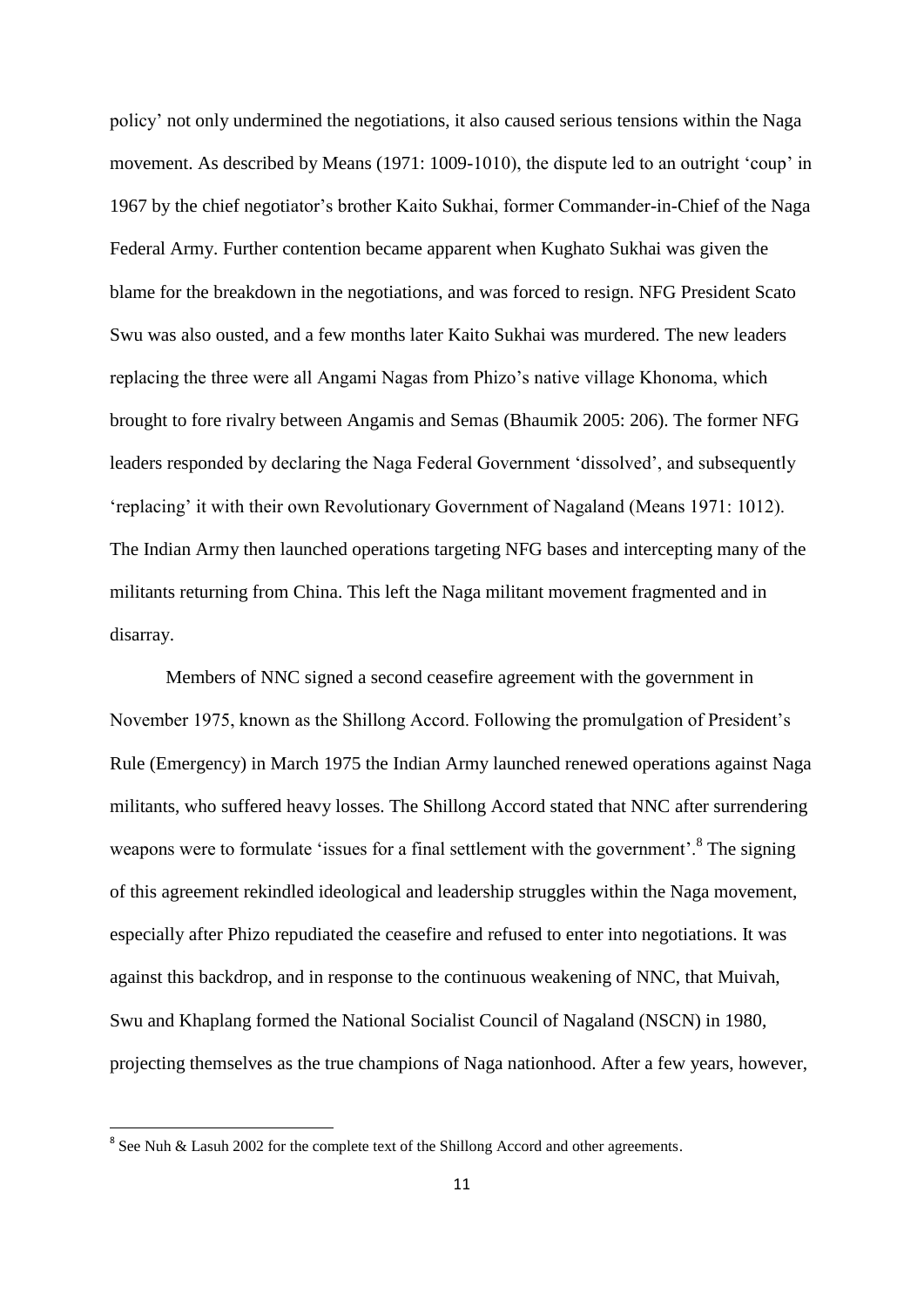policy' not only undermined the negotiations, it also caused serious tensions within the Naga movement. As described by Means (1971: 1009-1010), the dispute led to an outright 'coup' in 1967 by the chief negotiator's brother Kaito Sukhai, former Commander-in-Chief of the Naga Federal Army. Further contention became apparent when Kughato Sukhai was given the blame for the breakdown in the negotiations, and was forced to resign. NFG President Scato Swu was also ousted, and a few months later Kaito Sukhai was murdered. The new leaders replacing the three were all Angami Nagas from Phizo's native village Khonoma, which brought to fore rivalry between Angamis and Semas (Bhaumik 2005: 206). The former NFG leaders responded by declaring the Naga Federal Government 'dissolved', and subsequently 'replacing' it with their own Revolutionary Government of Nagaland (Means 1971: 1012). The Indian Army then launched operations targeting NFG bases and intercepting many of the militants returning from China. This left the Naga militant movement fragmented and in disarray.

Members of NNC signed a second ceasefire agreement with the government in November 1975, known as the Shillong Accord. Following the promulgation of President's Rule (Emergency) in March 1975 the Indian Army launched renewed operations against Naga militants, who suffered heavy losses. The Shillong Accord stated that NNC after surrendering weapons were to formulate 'issues for a final settlement with the government'.[8] The signing of this agreement rekindled ideological and leadership struggles within the Naga movement, especially after Phizo repudiated the ceasefire and refused to enter into negotiations. It was against this backdrop, and in response to the continuous weakening of NNC, that Muivah, Swu and Khaplang formed the National Socialist Council of Nagaland (NSCN) in 1980, projecting themselves as the true champions of Naga nationhood. After a few years, however,

[8] See Nuh & Lasuh 2002 for the complete text of the Shillong Accord and other agreements.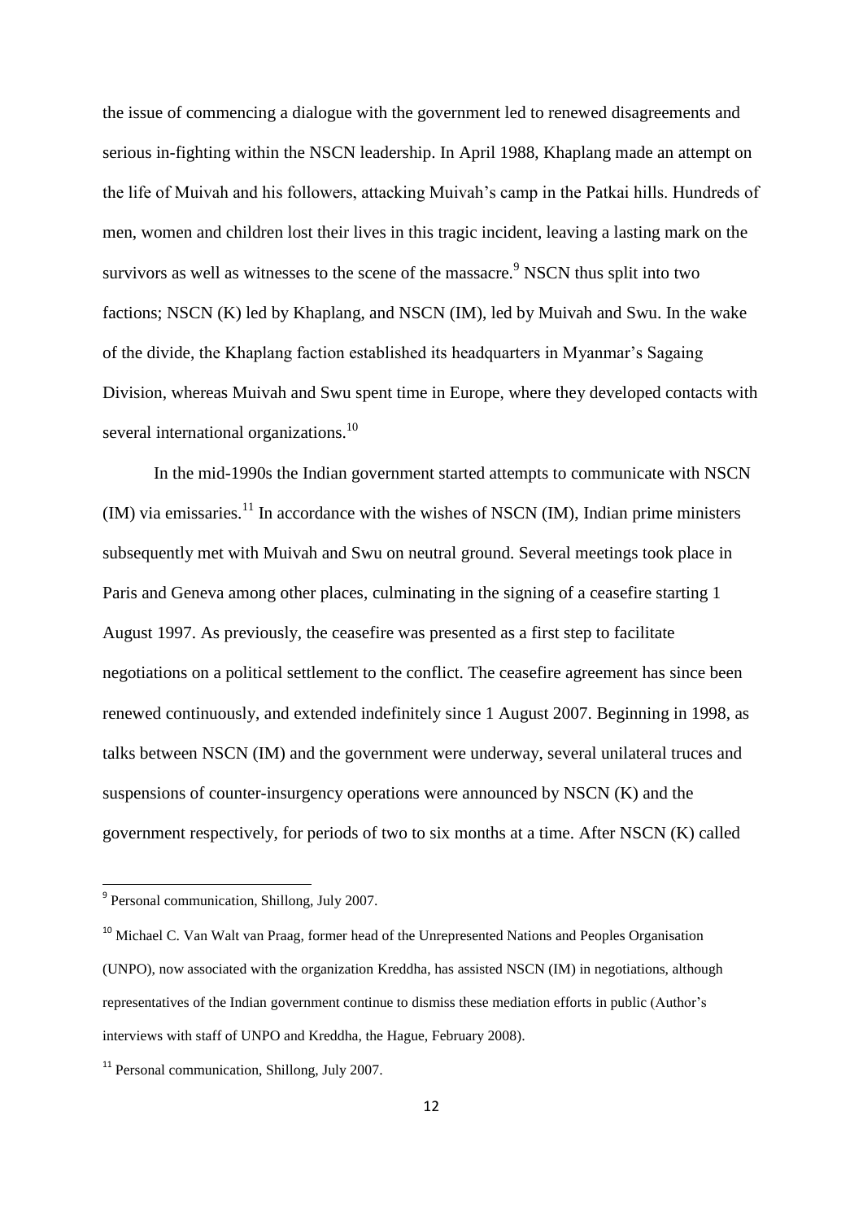the issue of commencing a dialogue with the government led to renewed disagreements and serious in-fighting within the NSCN leadership. In April 1988, Khaplang made an attempt on the life of Muivah and his followers, attacking Muivah's camp in the Patkai hills. Hundreds of men, women and children lost their lives in this tragic incident, leaving a lasting mark on the survivors as well as witnesses to the scene of the massacre.[9] NSCN thus split into two factions; NSCN (K) led by Khaplang, and NSCN (IM), led by Muivah and Swu. In the wake of the divide, the Khaplang faction established its headquarters in Myanmar's Sagaing Division, whereas Muivah and Swu spent time in Europe, where they developed contacts with several international organizations.[10]

In the mid-1990s the Indian government started attempts to communicate with NSCN (IM) via emissaries.[11] In accordance with the wishes of NSCN (IM), Indian prime ministers subsequently met with Muivah and Swu on neutral ground. Several meetings took place in Paris and Geneva among other places, culminating in the signing of a ceasefire starting 1 August 1997. As previously, the ceasefire was presented as a first step to facilitate negotiations on a political settlement to the conflict. The ceasefire agreement has since been renewed continuously, and extended indefinitely since 1 August 2007. Beginning in 1998, as talks between NSCN (IM) and the government were underway, several unilateral truces and suspensions of counter-insurgency operations were announced by NSCN (K) and the government respectively, for periods of two to six months at a time. After NSCN (K) called

---

[9] Personal communication, Shillong, July 2007.

[10] Michael C. Van Walt van Praag, former head of the Unrepresented Nations and Peoples Organisation (UNPO), now associated with the organization Kreddha, has assisted NSCN (IM) in negotiations, although representatives of the Indian government continue to dismiss these mediation efforts in public (Author's interviews with staff of UNPO and Kreddha, the Hague, February 2008).

[11] Personal communication, Shillong, July 2007.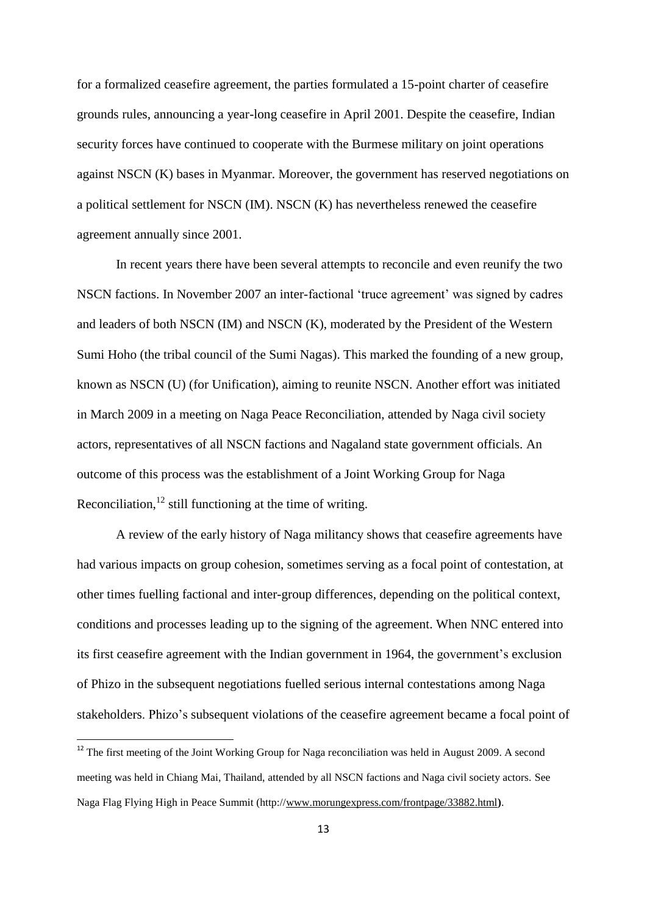for a formalized ceasefire agreement, the parties formulated a 15-point charter of ceasefire grounds rules, announcing a year-long ceasefire in April 2001. Despite the ceasefire, Indian security forces have continued to cooperate with the Burmese military on joint operations against NSCN (K) bases in Myanmar. Moreover, the government has reserved negotiations on a political settlement for NSCN (IM). NSCN (K) has nevertheless renewed the ceasefire agreement annually since 2001.

In recent years there have been several attempts to reconcile and even reunify the two NSCN factions. In November 2007 an inter-factional 'truce agreement' was signed by cadres and leaders of both NSCN (IM) and NSCN (K), moderated by the President of the Western Sumi Hoho (the tribal council of the Sumi Nagas). This marked the founding of a new group, known as NSCN (U) (for Unification), aiming to reunite NSCN. Another effort was initiated in March 2009 in a meeting on Naga Peace Reconciliation, attended by Naga civil society actors, representatives of all NSCN factions and Nagaland state government officials. An outcome of this process was the establishment of a Joint Working Group for Naga Reconciliation,[12] still functioning at the time of writing.

A review of the early history of Naga militancy shows that ceasefire agreements have had various impacts on group cohesion, sometimes serving as a focal point of contestation, at other times fuelling factional and inter-group differences, depending on the political context, conditions and processes leading up to the signing of the agreement. When NNC entered into its first ceasefire agreement with the Indian government in 1964, the government's exclusion of Phizo in the subsequent negotiations fuelled serious internal contestations among Naga stakeholders. Phizo's subsequent violations of the ceasefire agreement became a focal point of

[12] The first meeting of the Joint Working Group for Naga reconciliation was held in August 2009. A second meeting was held in Chiang Mai, Thailand, attended by all NSCN factions and Naga civil society actors. See Naga Flag Flying High in Peace Summit (http://www.morungexpress.com/frontpage/33882.html).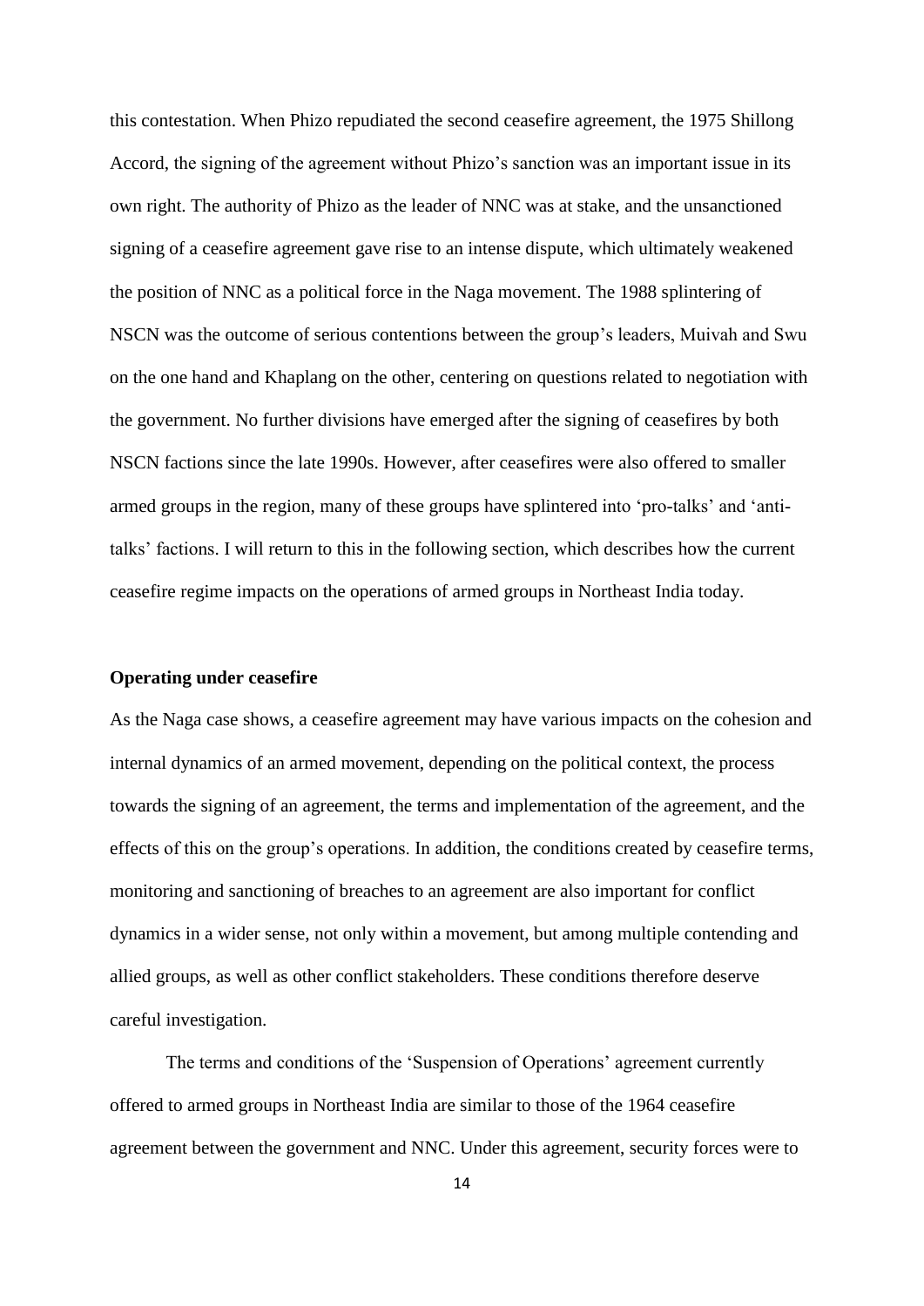this contestation. When Phizo repudiated the second ceasefire agreement, the 1975 Shillong Accord, the signing of the agreement without Phizo's sanction was an important issue in its own right. The authority of Phizo as the leader of NNC was at stake, and the unsanctioned signing of a ceasefire agreement gave rise to an intense dispute, which ultimately weakened the position of NNC as a political force in the Naga movement. The 1988 splintering of NSCN was the outcome of serious contentions between the group's leaders, Muivah and Swu on the one hand and Khaplang on the other, centering on questions related to negotiation with the government. No further divisions have emerged after the signing of ceasefires by both NSCN factions since the late 1990s. However, after ceasefires were also offered to smaller armed groups in the region, many of these groups have splintered into 'pro-talks' and 'anti-talks' factions. I will return to this in the following section, which describes how the current ceasefire regime impacts on the operations of armed groups in Northeast India today.

## Operating under ceasefire

As the Naga case shows, a ceasefire agreement may have various impacts on the cohesion and internal dynamics of an armed movement, depending on the political context, the process towards the signing of an agreement, the terms and implementation of the agreement, and the effects of this on the group's operations. In addition, the conditions created by ceasefire terms, monitoring and sanctioning of breaches to an agreement are also important for conflict dynamics in a wider sense, not only within a movement, but among multiple contending and allied groups, as well as other conflict stakeholders. These conditions therefore deserve careful investigation.

The terms and conditions of the 'Suspension of Operations' agreement currently offered to armed groups in Northeast India are similar to those of the 1964 ceasefire agreement between the government and NNC. Under this agreement, security forces were to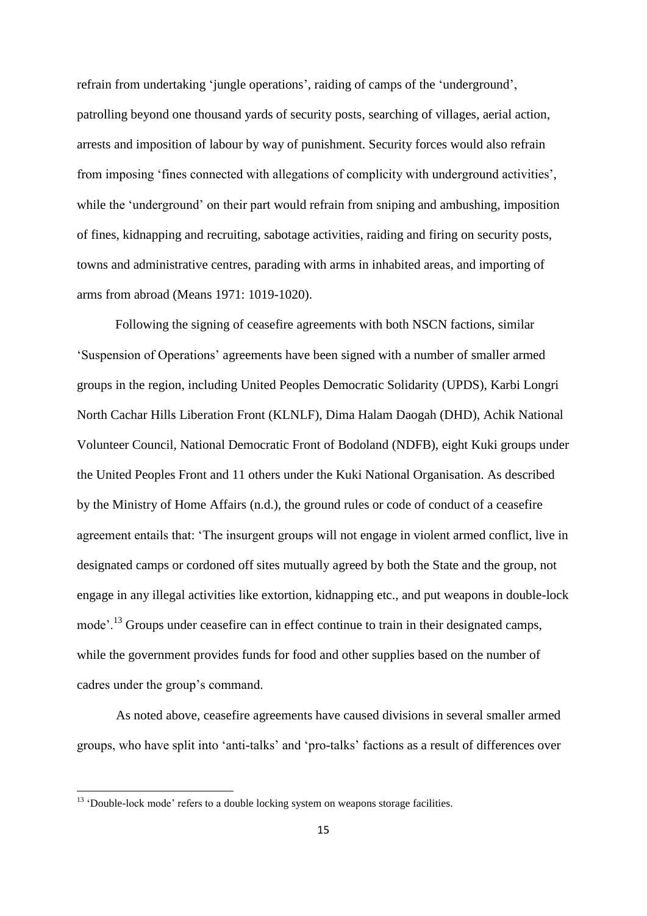refrain from undertaking 'jungle operations', raiding of camps of the 'underground', patrolling beyond one thousand yards of security posts, searching of villages, aerial action, arrests and imposition of labour by way of punishment. Security forces would also refrain from imposing 'fines connected with allegations of complicity with underground activities', while the 'underground' on their part would refrain from sniping and ambushing, imposition of fines, kidnapping and recruiting, sabotage activities, raiding and firing on security posts, towns and administrative centres, parading with arms in inhabited areas, and importing of arms from abroad (Means 1971: 1019-1020).

Following the signing of ceasefire agreements with both NSCN factions, similar 'Suspension of Operations' agreements have been signed with a number of smaller armed groups in the region, including United Peoples Democratic Solidarity (UPDS), Karbi Longri North Cachar Hills Liberation Front (KLNLF), Dima Halam Daogah (DHD), Achik National Volunteer Council, National Democratic Front of Bodoland (NDFB), eight Kuki groups under the United Peoples Front and 11 others under the Kuki National Organisation. As described by the Ministry of Home Affairs (n.d.), the ground rules or code of conduct of a ceasefire agreement entails that: 'The insurgent groups will not engage in violent armed conflict, live in designated camps or cordoned off sites mutually agreed by both the State and the group, not engage in any illegal activities like extortion, kidnapping etc., and put weapons in double-lock mode'.[13] Groups under ceasefire can in effect continue to train in their designated camps, while the government provides funds for food and other supplies based on the number of cadres under the group's command.

As noted above, ceasefire agreements have caused divisions in several smaller armed groups, who have split into 'anti-talks' and 'pro-talks' factions as a result of differences over

[13] 'Double-lock mode' refers to a double locking system on weapons storage facilities.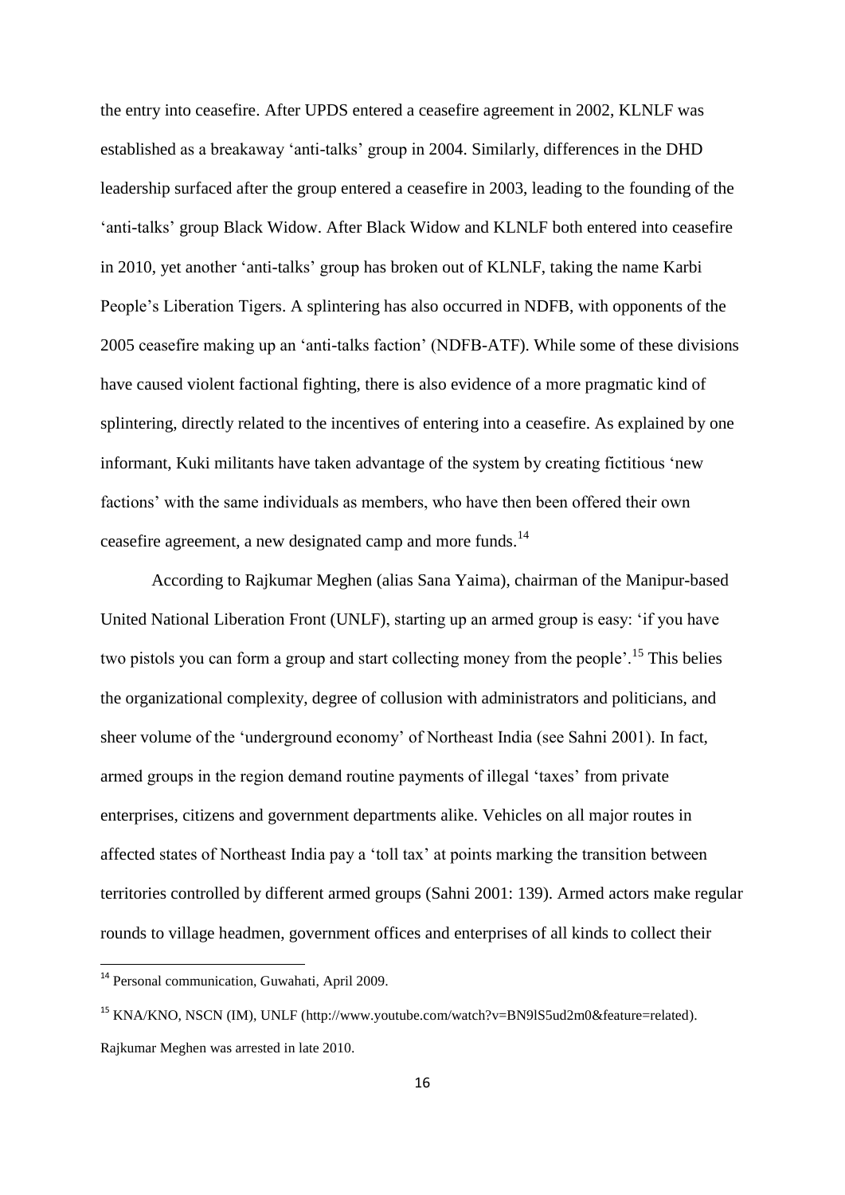the entry into ceasefire. After UPDS entered a ceasefire agreement in 2002, KLNLF was established as a breakaway 'anti-talks' group in 2004. Similarly, differences in the DHD leadership surfaced after the group entered a ceasefire in 2003, leading to the founding of the 'anti-talks' group Black Widow. After Black Widow and KLNLF both entered into ceasefire in 2010, yet another 'anti-talks' group has broken out of KLNLF, taking the name Karbi People's Liberation Tigers. A splintering has also occurred in NDFB, with opponents of the 2005 ceasefire making up an 'anti-talks faction' (NDFB-ATF). While some of these divisions have caused violent factional fighting, there is also evidence of a more pragmatic kind of splintering, directly related to the incentives of entering into a ceasefire. As explained by one informant, Kuki militants have taken advantage of the system by creating fictitious 'new factions' with the same individuals as members, who have then been offered their own ceasefire agreement, a new designated camp and more funds.[14]

According to Rajkumar Meghen (alias Sana Yaima), chairman of the Manipur-based United National Liberation Front (UNLF), starting up an armed group is easy: 'if you have two pistols you can form a group and start collecting money from the people'.[15] This belies the organizational complexity, degree of collusion with administrators and politicians, and sheer volume of the 'underground economy' of Northeast India (see Sahni 2001). In fact, armed groups in the region demand routine payments of illegal 'taxes' from private enterprises, citizens and government departments alike. Vehicles on all major routes in affected states of Northeast India pay a 'toll tax' at points marking the transition between territories controlled by different armed groups (Sahni 2001: 139). Armed actors make regular rounds to village headmen, government offices and enterprises of all kinds to collect their

---

[14] Personal communication, Guwahati, April 2009.

[15] KNA/KNO, NSCN (IM), UNLF (http://www.youtube.com/watch?v=BN9lS5ud2m0&feature=related). Rajkumar Meghen was arrested in late 2010.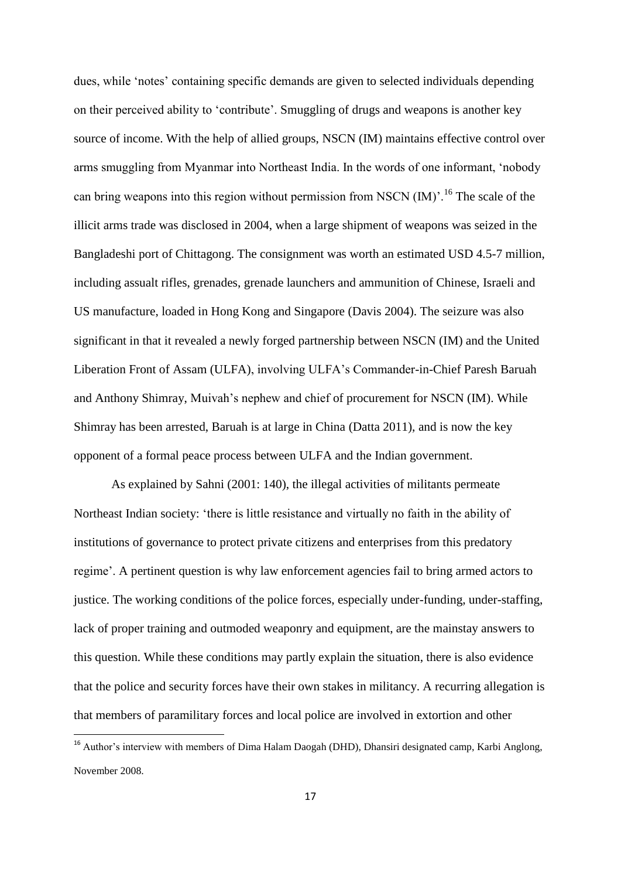dues, while 'notes' containing specific demands are given to selected individuals depending on their perceived ability to 'contribute'. Smuggling of drugs and weapons is another key source of income. With the help of allied groups, NSCN (IM) maintains effective control over arms smuggling from Myanmar into Northeast India. In the words of one informant, 'nobody can bring weapons into this region without permission from NSCN (IM)'.[16] The scale of the illicit arms trade was disclosed in 2004, when a large shipment of weapons was seized in the Bangladeshi port of Chittagong. The consignment was worth an estimated USD 4.5-7 million, including assualt rifles, grenades, grenade launchers and ammunition of Chinese, Israeli and US manufacture, loaded in Hong Kong and Singapore (Davis 2004). The seizure was also significant in that it revealed a newly forged partnership between NSCN (IM) and the United Liberation Front of Assam (ULFA), involving ULFA's Commander-in-Chief Paresh Baruah and Anthony Shimray, Muivah's nephew and chief of procurement for NSCN (IM). While Shimray has been arrested, Baruah is at large in China (Datta 2011), and is now the key opponent of a formal peace process between ULFA and the Indian government.

As explained by Sahni (2001: 140), the illegal activities of militants permeate Northeast Indian society: 'there is little resistance and virtually no faith in the ability of institutions of governance to protect private citizens and enterprises from this predatory regime'. A pertinent question is why law enforcement agencies fail to bring armed actors to justice. The working conditions of the police forces, especially under-funding, under-staffing, lack of proper training and outmoded weaponry and equipment, are the mainstay answers to this question. While these conditions may partly explain the situation, there is also evidence that the police and security forces have their own stakes in militancy. A recurring allegation is that members of paramilitary forces and local police are involved in extortion and other

[16] Author's interview with members of Dima Halam Daogah (DHD), Dhansiri designated camp, Karbi Anglong, November 2008.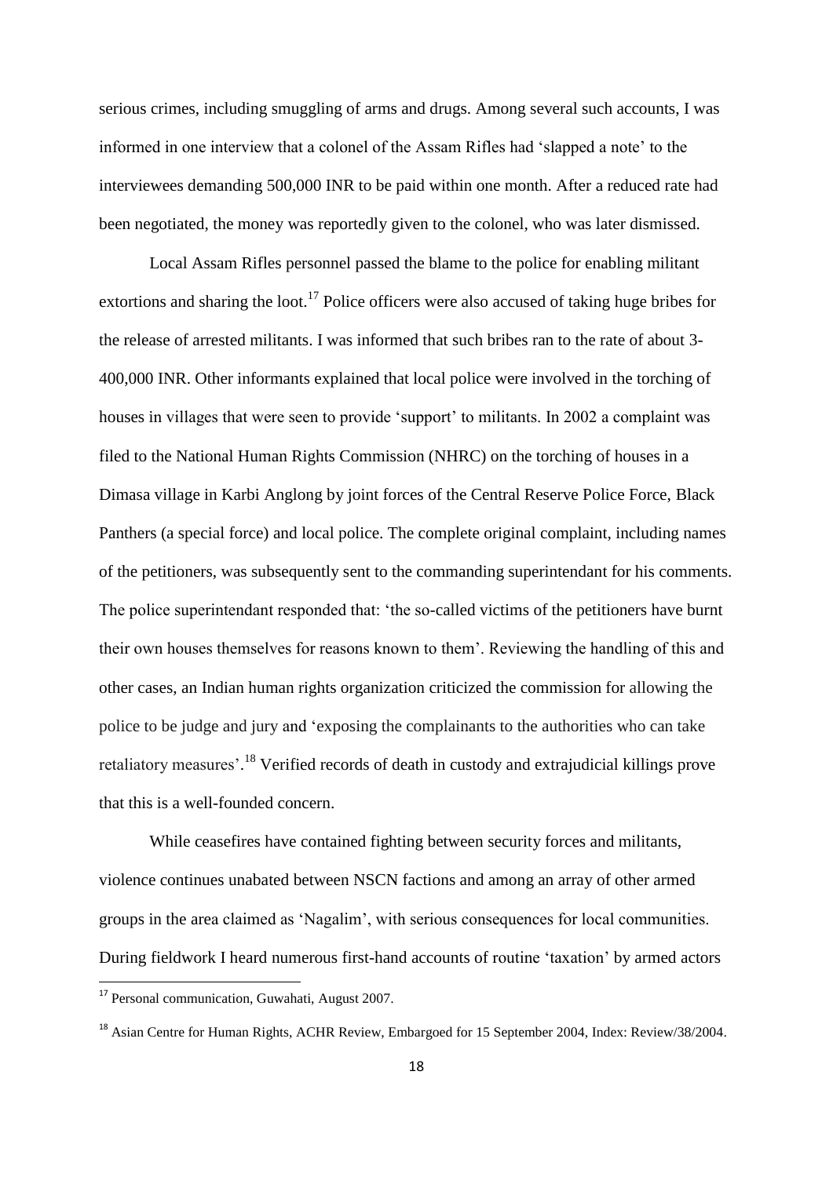serious crimes, including smuggling of arms and drugs. Among several such accounts, I was informed in one interview that a colonel of the Assam Rifles had 'slapped a note' to the interviewees demanding 500,000 INR to be paid within one month. After a reduced rate had been negotiated, the money was reportedly given to the colonel, who was later dismissed.

Local Assam Rifles personnel passed the blame to the police for enabling militant extortions and sharing the loot.[17] Police officers were also accused of taking huge bribes for the release of arrested militants. I was informed that such bribes ran to the rate of about 3-400,000 INR. Other informants explained that local police were involved in the torching of houses in villages that were seen to provide 'support' to militants. In 2002 a complaint was filed to the National Human Rights Commission (NHRC) on the torching of houses in a Dimasa village in Karbi Anglong by joint forces of the Central Reserve Police Force, Black Panthers (a special force) and local police. The complete original complaint, including names of the petitioners, was subsequently sent to the commanding superintendant for his comments. The police superintendant responded that: 'the so-called victims of the petitioners have burnt their own houses themselves for reasons known to them'. Reviewing the handling of this and other cases, an Indian human rights organization criticized the commission for allowing the police to be judge and jury and 'exposing the complainants to the authorities who can take retaliatory measures'.[18] Verified records of death in custody and extrajudicial killings prove that this is a well-founded concern.

While ceasefires have contained fighting between security forces and militants, violence continues unabated between NSCN factions and among an array of other armed groups in the area claimed as 'Nagalim', with serious consequences for local communities. During fieldwork I heard numerous first-hand accounts of routine 'taxation' by armed actors

---

[17] Personal communication, Guwahati, August 2007.

[18] Asian Centre for Human Rights, ACHR Review, Embargoed for 15 September 2004, Index: Review/38/2004.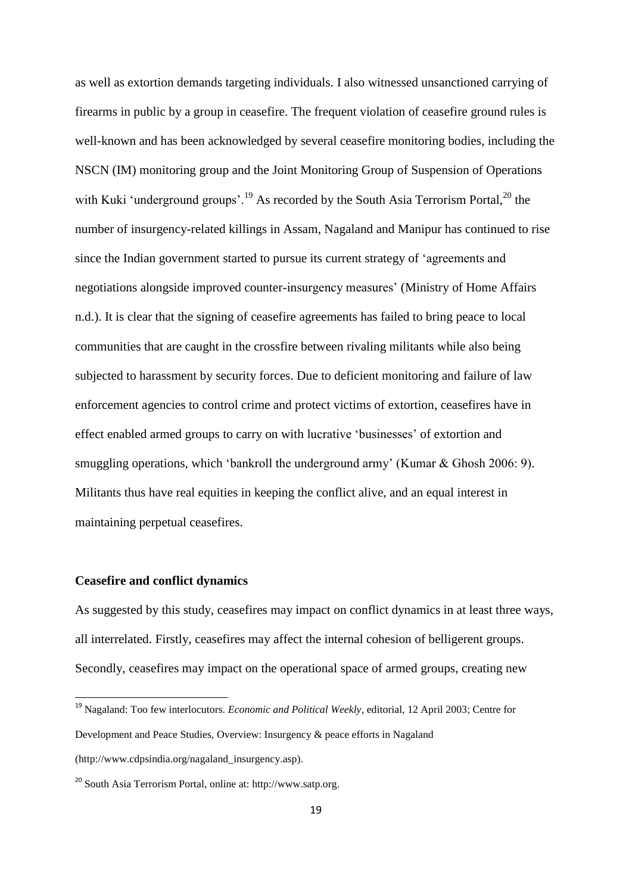as well as extortion demands targeting individuals. I also witnessed unsanctioned carrying of firearms in public by a group in ceasefire. The frequent violation of ceasefire ground rules is well-known and has been acknowledged by several ceasefire monitoring bodies, including the NSCN (IM) monitoring group and the Joint Monitoring Group of Suspension of Operations with Kuki 'underground groups'.[19] As recorded by the South Asia Terrorism Portal,[20] the number of insurgency-related killings in Assam, Nagaland and Manipur has continued to rise since the Indian government started to pursue its current strategy of 'agreements and negotiations alongside improved counter-insurgency measures' (Ministry of Home Affairs n.d.). It is clear that the signing of ceasefire agreements has failed to bring peace to local communities that are caught in the crossfire between rivaling militants while also being subjected to harassment by security forces. Due to deficient monitoring and failure of law enforcement agencies to control crime and protect victims of extortion, ceasefires have in effect enabled armed groups to carry on with lucrative 'businesses' of extortion and smuggling operations, which 'bankroll the underground army' (Kumar & Ghosh 2006: 9). Militants thus have real equities in keeping the conflict alive, and an equal interest in maintaining perpetual ceasefires.

## Ceasefire and conflict dynamics

As suggested by this study, ceasefires may impact on conflict dynamics in at least three ways, all interrelated. Firstly, ceasefires may affect the internal cohesion of belligerent groups. Secondly, ceasefires may impact on the operational space of armed groups, creating new

---

[19] Nagaland: Too few interlocutors. *Economic and Political Weekly*, editorial, 12 April 2003; Centre for Development and Peace Studies, Overview: Insurgency & peace efforts in Nagaland (http://www.cdpsindia.org/nagaland_insurgency.asp).

[20] South Asia Terrorism Portal, online at: http://www.satp.org.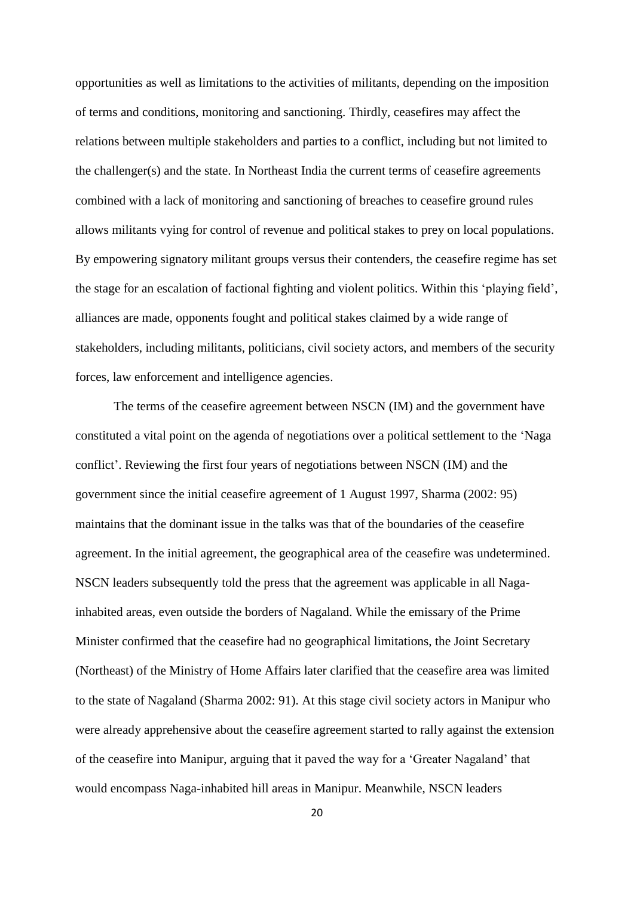opportunities as well as limitations to the activities of militants, depending on the imposition of terms and conditions, monitoring and sanctioning. Thirdly, ceasefires may affect the relations between multiple stakeholders and parties to a conflict, including but not limited to the challenger(s) and the state. In Northeast India the current terms of ceasefire agreements combined with a lack of monitoring and sanctioning of breaches to ceasefire ground rules allows militants vying for control of revenue and political stakes to prey on local populations. By empowering signatory militant groups versus their contenders, the ceasefire regime has set the stage for an escalation of factional fighting and violent politics. Within this 'playing field', alliances are made, opponents fought and political stakes claimed by a wide range of stakeholders, including militants, politicians, civil society actors, and members of the security forces, law enforcement and intelligence agencies.

The terms of the ceasefire agreement between NSCN (IM) and the government have constituted a vital point on the agenda of negotiations over a political settlement to the 'Naga conflict'. Reviewing the first four years of negotiations between NSCN (IM) and the government since the initial ceasefire agreement of 1 August 1997, Sharma (2002: 95) maintains that the dominant issue in the talks was that of the boundaries of the ceasefire agreement. In the initial agreement, the geographical area of the ceasefire was undetermined. NSCN leaders subsequently told the press that the agreement was applicable in all Naga-inhabited areas, even outside the borders of Nagaland. While the emissary of the Prime Minister confirmed that the ceasefire had no geographical limitations, the Joint Secretary (Northeast) of the Ministry of Home Affairs later clarified that the ceasefire area was limited to the state of Nagaland (Sharma 2002: 91). At this stage civil society actors in Manipur who were already apprehensive about the ceasefire agreement started to rally against the extension of the ceasefire into Manipur, arguing that it paved the way for a 'Greater Nagaland' that would encompass Naga-inhabited hill areas in Manipur. Meanwhile, NSCN leaders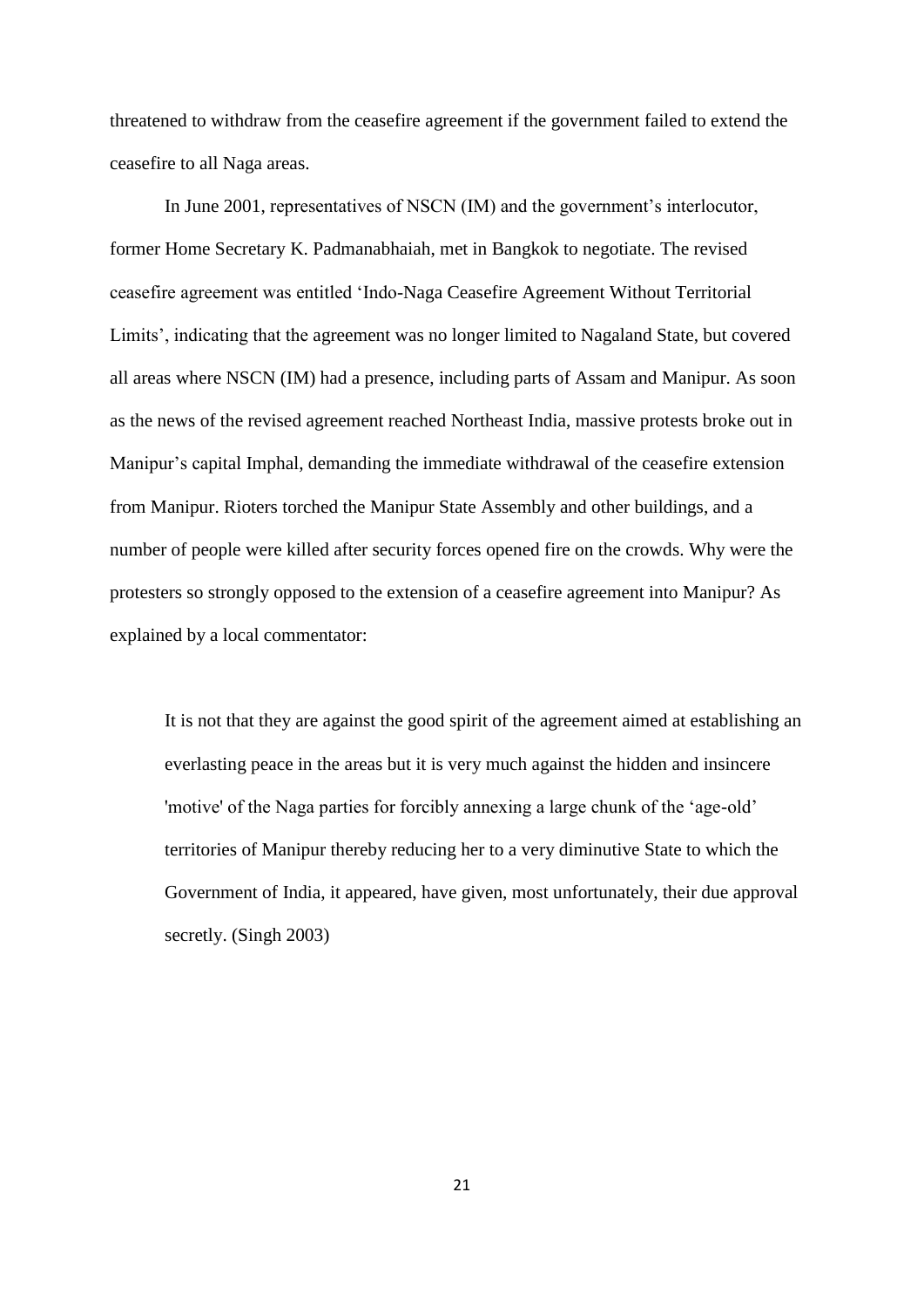threatened to withdraw from the ceasefire agreement if the government failed to extend the ceasefire to all Naga areas.

In June 2001, representatives of NSCN (IM) and the government's interlocutor, former Home Secretary K. Padmanabhaiah, met in Bangkok to negotiate. The revised ceasefire agreement was entitled 'Indo-Naga Ceasefire Agreement Without Territorial Limits', indicating that the agreement was no longer limited to Nagaland State, but covered all areas where NSCN (IM) had a presence, including parts of Assam and Manipur. As soon as the news of the revised agreement reached Northeast India, massive protests broke out in Manipur's capital Imphal, demanding the immediate withdrawal of the ceasefire extension from Manipur. Rioters torched the Manipur State Assembly and other buildings, and a number of people were killed after security forces opened fire on the crowds. Why were the protesters so strongly opposed to the extension of a ceasefire agreement into Manipur? As explained by a local commentator:

> It is not that they are against the good spirit of the agreement aimed at establishing an everlasting peace in the areas but it is very much against the hidden and insincere 'motive' of the Naga parties for forcibly annexing a large chunk of the 'age-old' territories of Manipur thereby reducing her to a very diminutive State to which the Government of India, it appeared, have given, most unfortunately, their due approval secretly. (Singh 2003)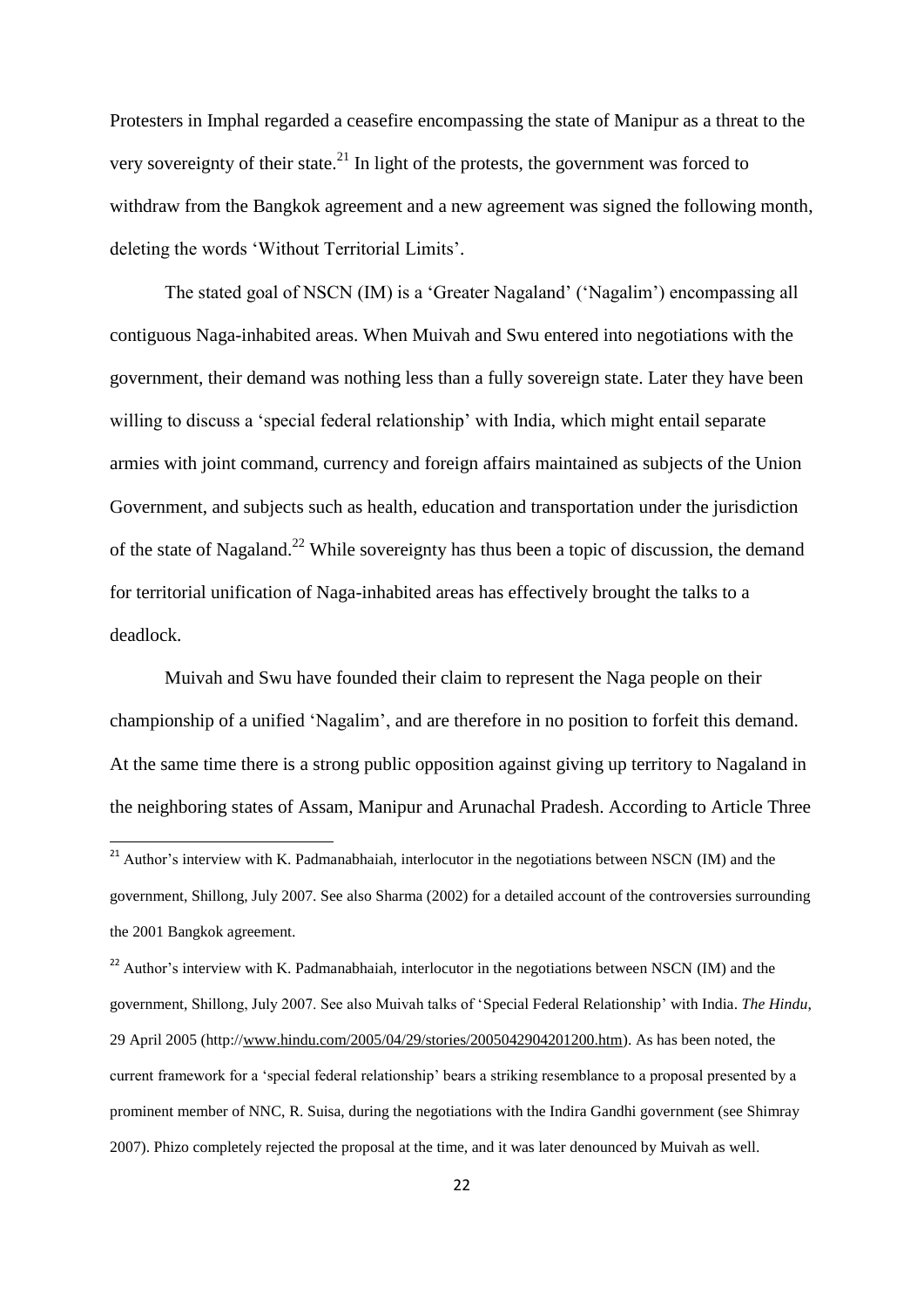Protesters in Imphal regarded a ceasefire encompassing the state of Manipur as a threat to the very sovereignty of their state.[21] In light of the protests, the government was forced to withdraw from the Bangkok agreement and a new agreement was signed the following month, deleting the words 'Without Territorial Limits'.

The stated goal of NSCN (IM) is a 'Greater Nagaland' ('Nagalim') encompassing all contiguous Naga-inhabited areas. When Muivah and Swu entered into negotiations with the government, their demand was nothing less than a fully sovereign state. Later they have been willing to discuss a 'special federal relationship' with India, which might entail separate armies with joint command, currency and foreign affairs maintained as subjects of the Union Government, and subjects such as health, education and transportation under the jurisdiction of the state of Nagaland.[22] While sovereignty has thus been a topic of discussion, the demand for territorial unification of Naga-inhabited areas has effectively brought the talks to a deadlock.

Muivah and Swu have founded their claim to represent the Naga people on their championship of a unified 'Nagalim', and are therefore in no position to forfeit this demand. At the same time there is a strong public opposition against giving up territory to Nagaland in the neighboring states of Assam, Manipur and Arunachal Pradesh. According to Article Three

---

[21] Author's interview with K. Padmanabhaiah, interlocutor in the negotiations between NSCN (IM) and the government, Shillong, July 2007. See also Sharma (2002) for a detailed account of the controversies surrounding the 2001 Bangkok agreement.

[22] Author's interview with K. Padmanabhaiah, interlocutor in the negotiations between NSCN (IM) and the government, Shillong, July 2007. See also Muivah talks of 'Special Federal Relationship' with India. *The Hindu*, 29 April 2005 (http://www.hindu.com/2005/04/29/stories/2005042904201200.htm). As has been noted, the current framework for a 'special federal relationship' bears a striking resemblance to a proposal presented by a prominent member of NNC, R. Suisa, during the negotiations with the Indira Gandhi government (see Shimray 2007). Phizo completely rejected the proposal at the time, and it was later denounced by Muivah as well.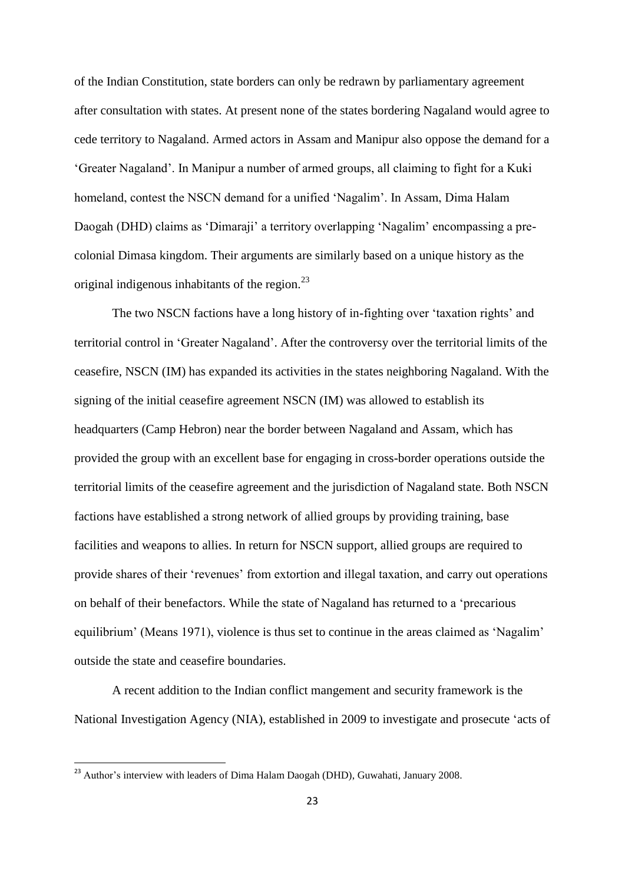of the Indian Constitution, state borders can only be redrawn by parliamentary agreement after consultation with states. At present none of the states bordering Nagaland would agree to cede territory to Nagaland. Armed actors in Assam and Manipur also oppose the demand for a 'Greater Nagaland'. In Manipur a number of armed groups, all claiming to fight for a Kuki homeland, contest the NSCN demand for a unified 'Nagalim'. In Assam, Dima Halam Daogah (DHD) claims as 'Dimaraji' a territory overlapping 'Nagalim' encompassing a pre-colonial Dimasa kingdom. Their arguments are similarly based on a unique history as the original indigenous inhabitants of the region.[23]

The two NSCN factions have a long history of in-fighting over 'taxation rights' and territorial control in 'Greater Nagaland'. After the controversy over the territorial limits of the ceasefire, NSCN (IM) has expanded its activities in the states neighboring Nagaland. With the signing of the initial ceasefire agreement NSCN (IM) was allowed to establish its headquarters (Camp Hebron) near the border between Nagaland and Assam, which has provided the group with an excellent base for engaging in cross-border operations outside the territorial limits of the ceasefire agreement and the jurisdiction of Nagaland state. Both NSCN factions have established a strong network of allied groups by providing training, base facilities and weapons to allies. In return for NSCN support, allied groups are required to provide shares of their 'revenues' from extortion and illegal taxation, and carry out operations on behalf of their benefactors. While the state of Nagaland has returned to a 'precarious equilibrium' (Means 1971), violence is thus set to continue in the areas claimed as 'Nagalim' outside the state and ceasefire boundaries.

A recent addition to the Indian conflict mangement and security framework is the National Investigation Agency (NIA), established in 2009 to investigate and prosecute 'acts of

[23] Author's interview with leaders of Dima Halam Daogah (DHD), Guwahati, January 2008.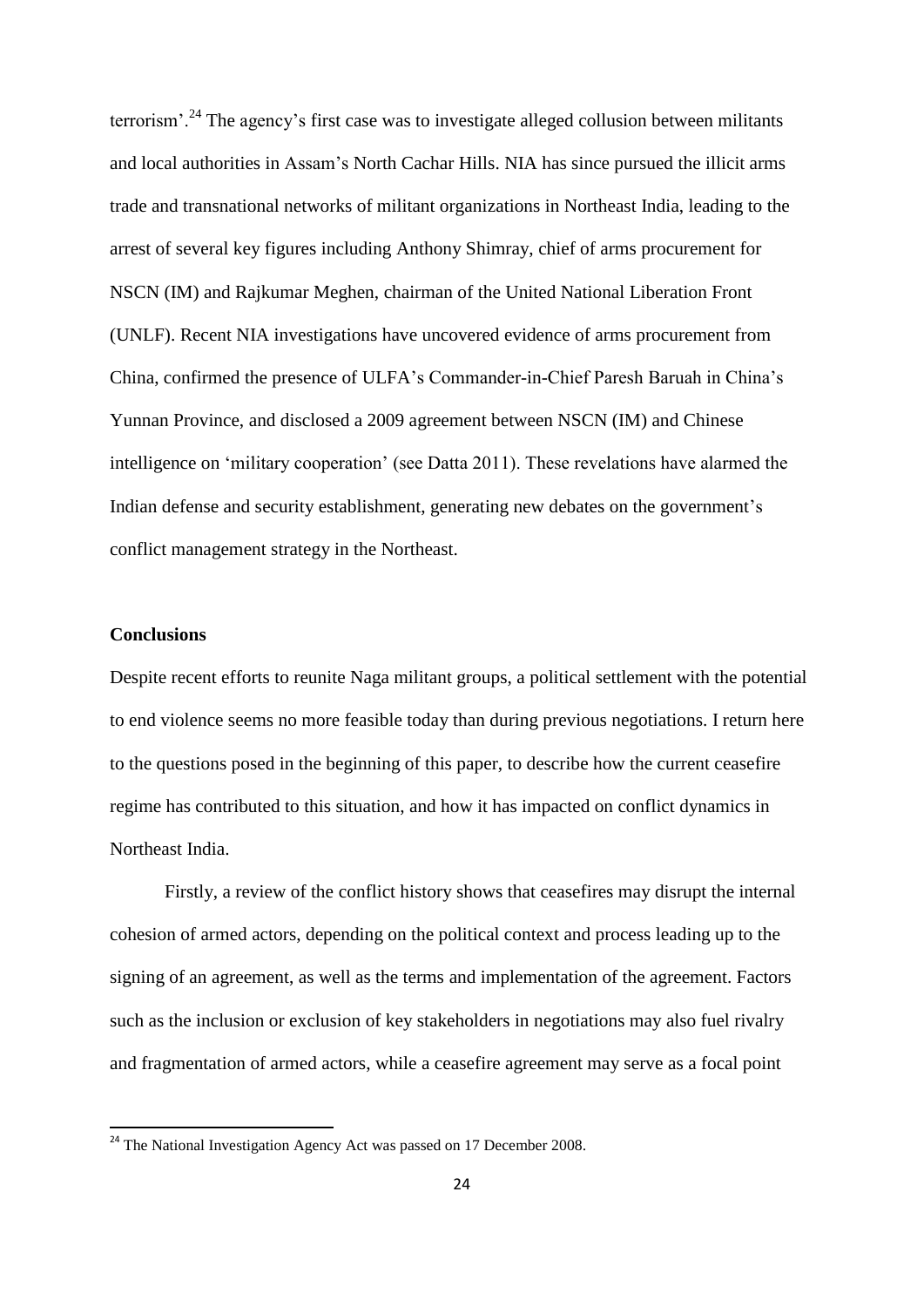terrorism'.[24] The agency's first case was to investigate alleged collusion between militants and local authorities in Assam's North Cachar Hills. NIA has since pursued the illicit arms trade and transnational networks of militant organizations in Northeast India, leading to the arrest of several key figures including Anthony Shimray, chief of arms procurement for NSCN (IM) and Rajkumar Meghen, chairman of the United National Liberation Front (UNLF). Recent NIA investigations have uncovered evidence of arms procurement from China, confirmed the presence of ULFA's Commander-in-Chief Paresh Baruah in China's Yunnan Province, and disclosed a 2009 agreement between NSCN (IM) and Chinese intelligence on 'military cooperation' (see Datta 2011). These revelations have alarmed the Indian defense and security establishment, generating new debates on the government's conflict management strategy in the Northeast.

**Conclusions**

Despite recent efforts to reunite Naga militant groups, a political settlement with the potential to end violence seems no more feasible today than during previous negotiations. I return here to the questions posed in the beginning of this paper, to describe how the current ceasefire regime has contributed to this situation, and how it has impacted on conflict dynamics in Northeast India.

Firstly, a review of the conflict history shows that ceasefires may disrupt the internal cohesion of armed actors, depending on the political context and process leading up to the signing of an agreement, as well as the terms and implementation of the agreement. Factors such as the inclusion or exclusion of key stakeholders in negotiations may also fuel rivalry and fragmentation of armed actors, while a ceasefire agreement may serve as a focal point

[24] The National Investigation Agency Act was passed on 17 December 2008.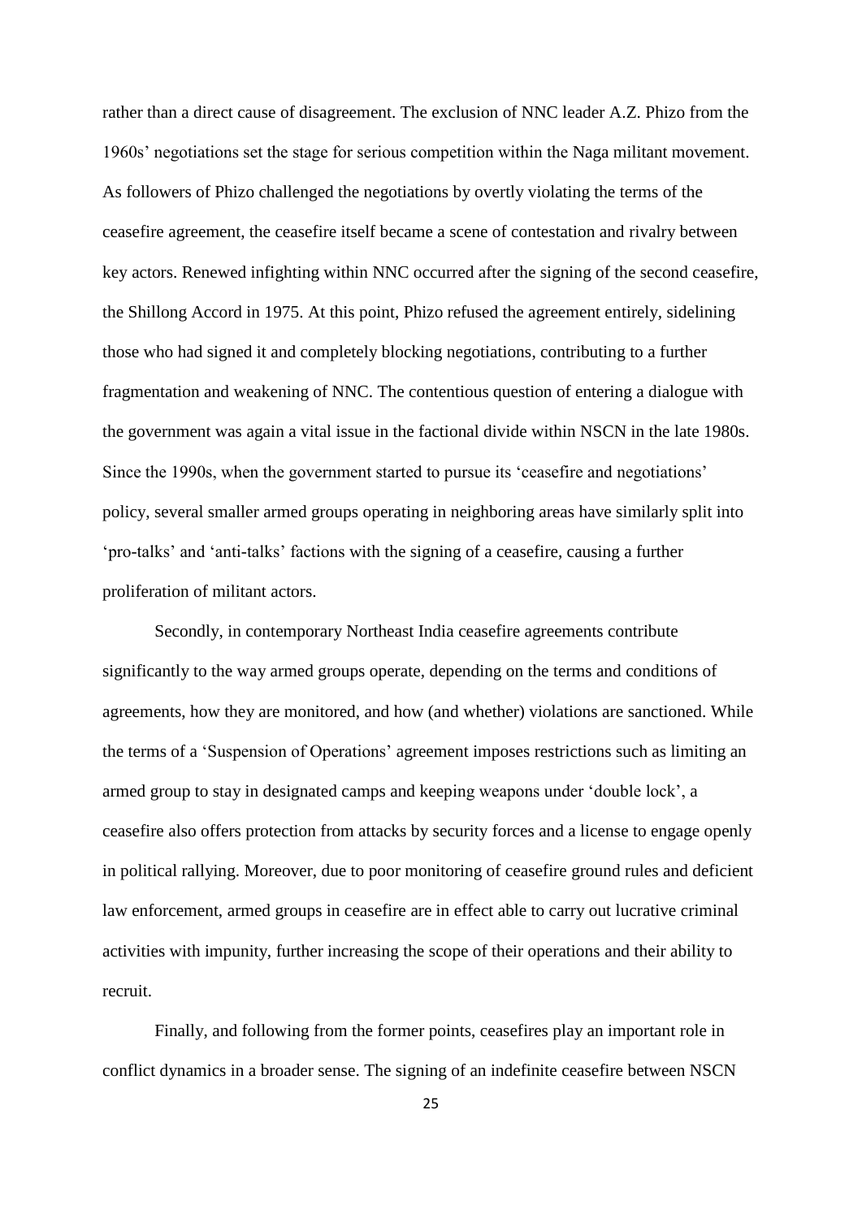rather than a direct cause of disagreement. The exclusion of NNC leader A.Z. Phizo from the 1960s' negotiations set the stage for serious competition within the Naga militant movement. As followers of Phizo challenged the negotiations by overtly violating the terms of the ceasefire agreement, the ceasefire itself became a scene of contestation and rivalry between key actors. Renewed infighting within NNC occurred after the signing of the second ceasefire, the Shillong Accord in 1975. At this point, Phizo refused the agreement entirely, sidelining those who had signed it and completely blocking negotiations, contributing to a further fragmentation and weakening of NNC. The contentious question of entering a dialogue with the government was again a vital issue in the factional divide within NSCN in the late 1980s. Since the 1990s, when the government started to pursue its 'ceasefire and negotiations' policy, several smaller armed groups operating in neighboring areas have similarly split into 'pro-talks' and 'anti-talks' factions with the signing of a ceasefire, causing a further proliferation of militant actors.

Secondly, in contemporary Northeast India ceasefire agreements contribute significantly to the way armed groups operate, depending on the terms and conditions of agreements, how they are monitored, and how (and whether) violations are sanctioned. While the terms of a 'Suspension of Operations' agreement imposes restrictions such as limiting an armed group to stay in designated camps and keeping weapons under 'double lock', a ceasefire also offers protection from attacks by security forces and a license to engage openly in political rallying. Moreover, due to poor monitoring of ceasefire ground rules and deficient law enforcement, armed groups in ceasefire are in effect able to carry out lucrative criminal activities with impunity, further increasing the scope of their operations and their ability to recruit.

Finally, and following from the former points, ceasefires play an important role in conflict dynamics in a broader sense. The signing of an indefinite ceasefire between NSCN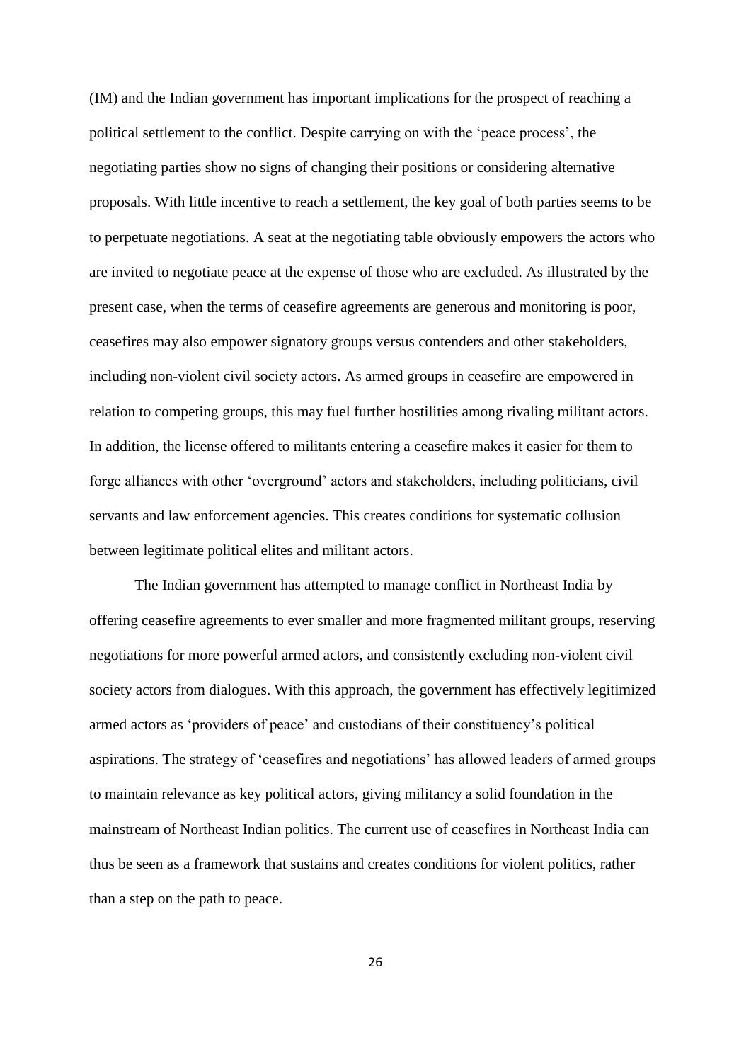(IM) and the Indian government has important implications for the prospect of reaching a political settlement to the conflict. Despite carrying on with the 'peace process', the negotiating parties show no signs of changing their positions or considering alternative proposals. With little incentive to reach a settlement, the key goal of both parties seems to be to perpetuate negotiations. A seat at the negotiating table obviously empowers the actors who are invited to negotiate peace at the expense of those who are excluded. As illustrated by the present case, when the terms of ceasefire agreements are generous and monitoring is poor, ceasefires may also empower signatory groups versus contenders and other stakeholders, including non-violent civil society actors. As armed groups in ceasefire are empowered in relation to competing groups, this may fuel further hostilities among rivaling militant actors. In addition, the license offered to militants entering a ceasefire makes it easier for them to forge alliances with other 'overground' actors and stakeholders, including politicians, civil servants and law enforcement agencies. This creates conditions for systematic collusion between legitimate political elites and militant actors.

The Indian government has attempted to manage conflict in Northeast India by offering ceasefire agreements to ever smaller and more fragmented militant groups, reserving negotiations for more powerful armed actors, and consistently excluding non-violent civil society actors from dialogues. With this approach, the government has effectively legitimized armed actors as 'providers of peace' and custodians of their constituency's political aspirations. The strategy of 'ceasefires and negotiations' has allowed leaders of armed groups to maintain relevance as key political actors, giving militancy a solid foundation in the mainstream of Northeast Indian politics. The current use of ceasefires in Northeast India can thus be seen as a framework that sustains and creates conditions for violent politics, rather than a step on the path to peace.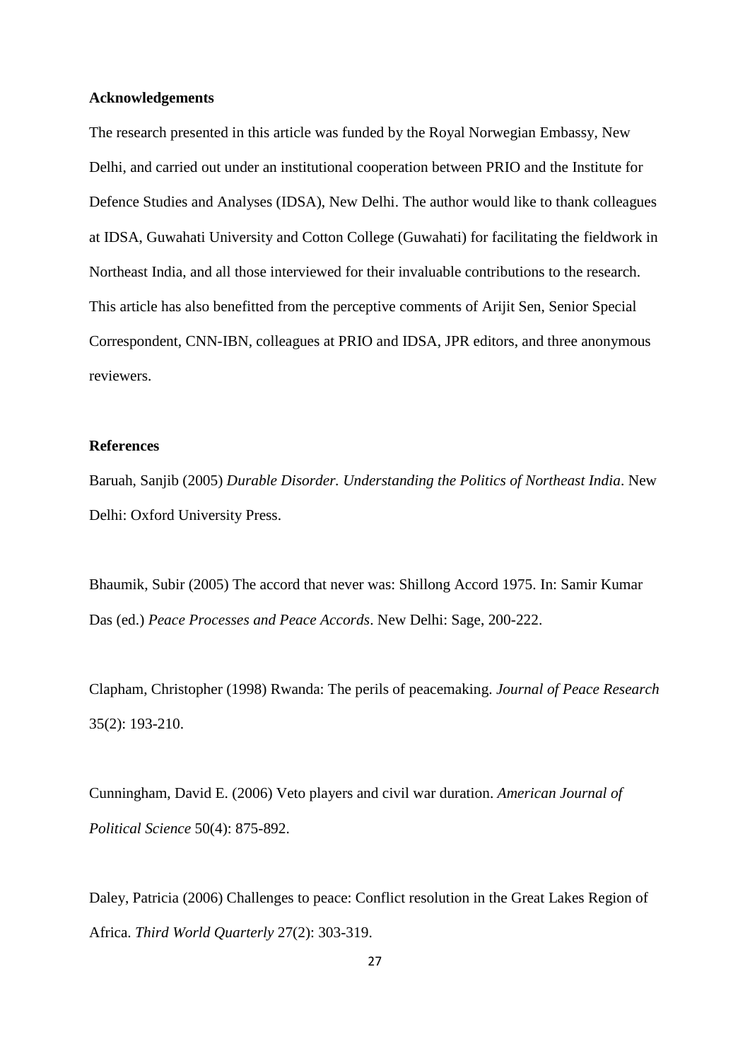## Acknowledgements

The research presented in this article was funded by the Royal Norwegian Embassy, New Delhi, and carried out under an institutional cooperation between PRIO and the Institute for Defence Studies and Analyses (IDSA), New Delhi. The author would like to thank colleagues at IDSA, Guwahati University and Cotton College (Guwahati) for facilitating the fieldwork in Northeast India, and all those interviewed for their invaluable contributions to the research. This article has also benefitted from the perceptive comments of Arijit Sen, Senior Special Correspondent, CNN-IBN, colleagues at PRIO and IDSA, JPR editors, and three anonymous reviewers.

## References

Baruah, Sanjib (2005) *Durable Disorder. Understanding the Politics of Northeast India*. New Delhi: Oxford University Press.

Bhaumik, Subir (2005) The accord that never was: Shillong Accord 1975. In: Samir Kumar Das (ed.) *Peace Processes and Peace Accords*. New Delhi: Sage, 200-222.

Clapham, Christopher (1998) Rwanda: The perils of peacemaking. *Journal of Peace Research* 35(2): 193-210.

Cunningham, David E. (2006) Veto players and civil war duration. *American Journal of Political Science* 50(4): 875-892.

Daley, Patricia (2006) Challenges to peace: Conflict resolution in the Great Lakes Region of Africa. *Third World Quarterly* 27(2): 303-319.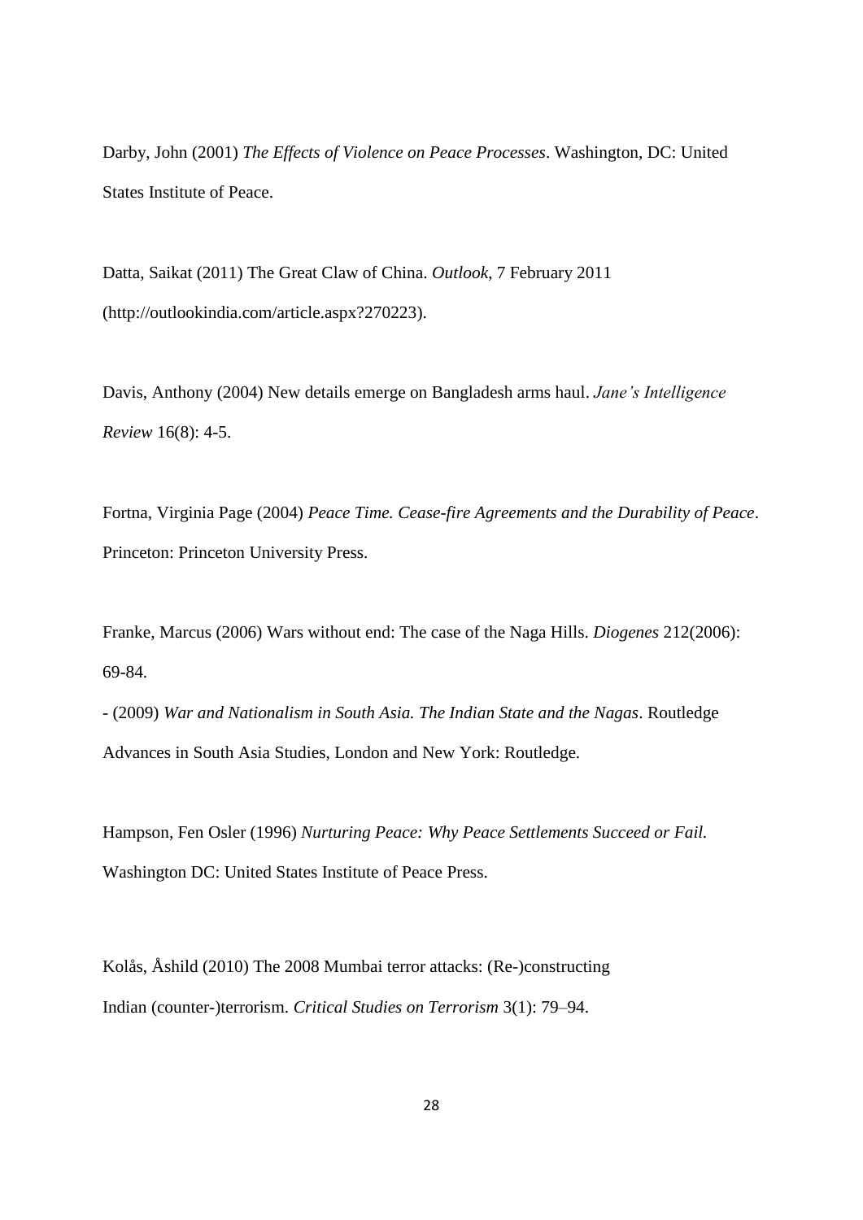Darby, John (2001) *The Effects of Violence on Peace Processes*. Washington, DC: United States Institute of Peace.

Datta, Saikat (2011) The Great Claw of China. *Outlook*, 7 February 2011 (http://outlookindia.com/article.aspx?270223).

Davis, Anthony (2004) New details emerge on Bangladesh arms haul. *Jane's Intelligence Review* 16(8): 4-5.

Fortna, Virginia Page (2004) *Peace Time. Cease-fire Agreements and the Durability of Peace*. Princeton: Princeton University Press.

Franke, Marcus (2006) Wars without end: The case of the Naga Hills. *Diogenes* 212(2006): 69-84.

- (2009) *War and Nationalism in South Asia. The Indian State and the Nagas*. Routledge Advances in South Asia Studies, London and New York: Routledge.

Hampson, Fen Osler (1996) *Nurturing Peace: Why Peace Settlements Succeed or Fail.* Washington DC: United States Institute of Peace Press.

Kolås, Åshild (2010) The 2008 Mumbai terror attacks: (Re-)constructing Indian (counter-)terrorism. *Critical Studies on Terrorism* 3(1): 79–94.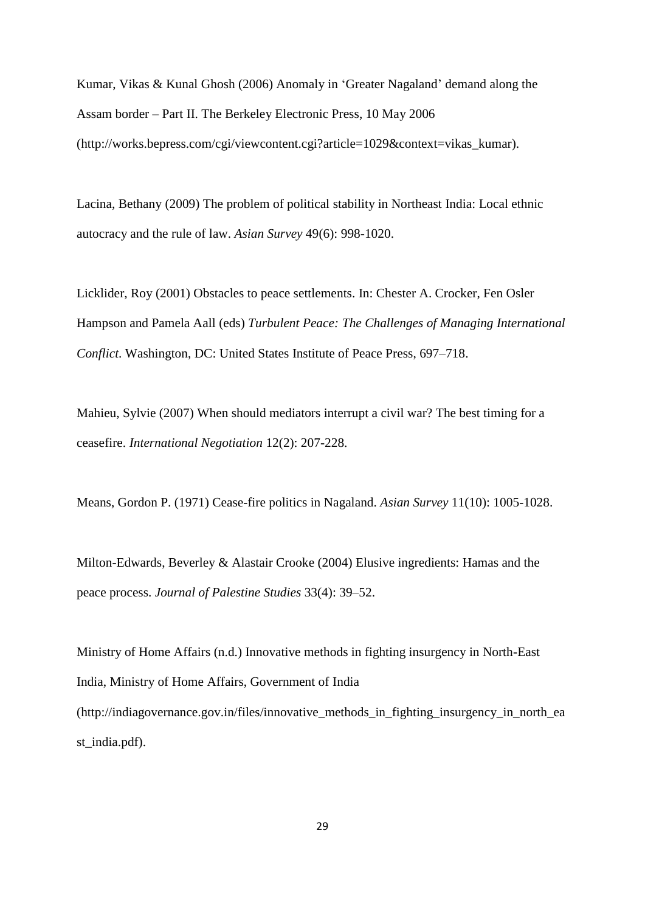Kumar, Vikas & Kunal Ghosh (2006) Anomaly in 'Greater Nagaland' demand along the Assam border – Part II. The Berkeley Electronic Press, 10 May 2006 (http://works.bepress.com/cgi/viewcontent.cgi?article=1029&context=vikas_kumar).

Lacina, Bethany (2009) The problem of political stability in Northeast India: Local ethnic autocracy and the rule of law. *Asian Survey* 49(6): 998-1020.

Licklider, Roy (2001) Obstacles to peace settlements. In: Chester A. Crocker, Fen Osler Hampson and Pamela Aall (eds) *Turbulent Peace: The Challenges of Managing International Conflict*. Washington, DC: United States Institute of Peace Press, 697–718.

Mahieu, Sylvie (2007) When should mediators interrupt a civil war? The best timing for a ceasefire. *International Negotiation* 12(2): 207-228.

Means, Gordon P. (1971) Cease-fire politics in Nagaland. *Asian Survey* 11(10): 1005-1028.

Milton-Edwards, Beverley & Alastair Crooke (2004) Elusive ingredients: Hamas and the peace process. *Journal of Palestine Studies* 33(4): 39–52.

Ministry of Home Affairs (n.d.) Innovative methods in fighting insurgency in North-East India, Ministry of Home Affairs, Government of India (http://indiagovernance.gov.in/files/innovative_methods_in_fighting_insurgency_in_north_east_india.pdf).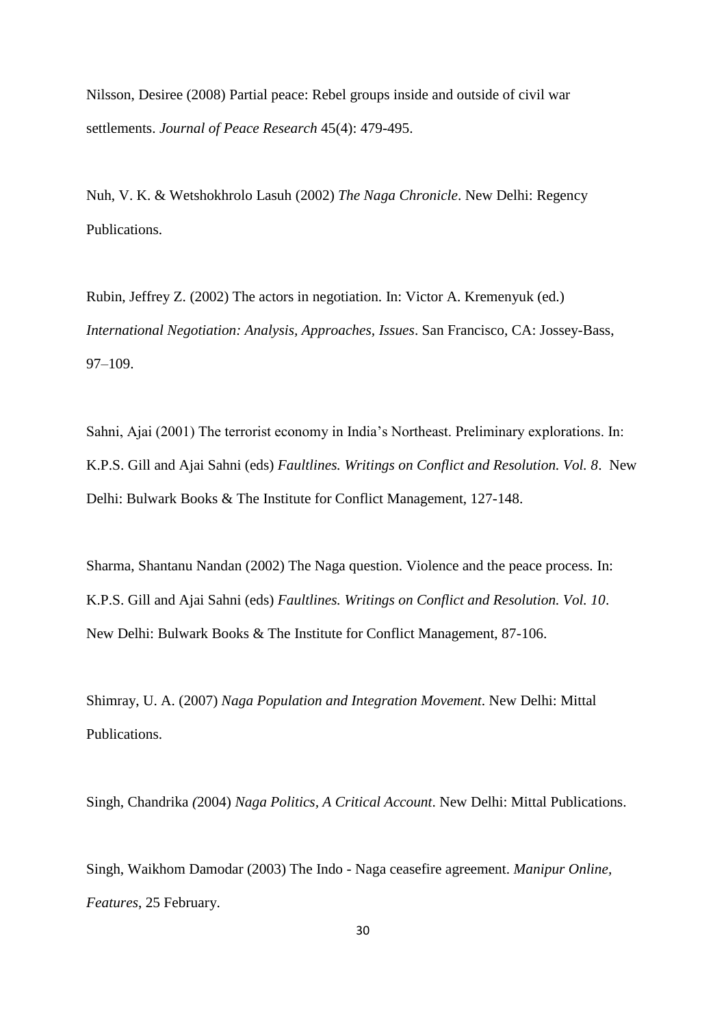Nilsson, Desiree (2008) Partial peace: Rebel groups inside and outside of civil war settlements. *Journal of Peace Research* 45(4): 479-495.

Nuh, V. K. & Wetshokhrolo Lasuh (2002) *The Naga Chronicle*. New Delhi: Regency Publications.

Rubin, Jeffrey Z. (2002) The actors in negotiation. In: Victor A. Kremenyuk (ed.) *International Negotiation: Analysis, Approaches, Issues*. San Francisco, CA: Jossey-Bass, 97–109.

Sahni, Ajai (2001) The terrorist economy in India's Northeast. Preliminary explorations. In: K.P.S. Gill and Ajai Sahni (eds) *Faultlines. Writings on Conflict and Resolution. Vol. 8*. New Delhi: Bulwark Books & The Institute for Conflict Management, 127-148.

Sharma, Shantanu Nandan (2002) The Naga question. Violence and the peace process. In: K.P.S. Gill and Ajai Sahni (eds) *Faultlines. Writings on Conflict and Resolution. Vol. 10*. New Delhi: Bulwark Books & The Institute for Conflict Management, 87-106.

Shimray, U. A. (2007) *Naga Population and Integration Movement*. New Delhi: Mittal Publications.

Singh, Chandrika (2004) *Naga Politics, A Critical Account*. New Delhi: Mittal Publications.

Singh, Waikhom Damodar (2003) The Indo - Naga ceasefire agreement. *Manipur Online, Features*, 25 February.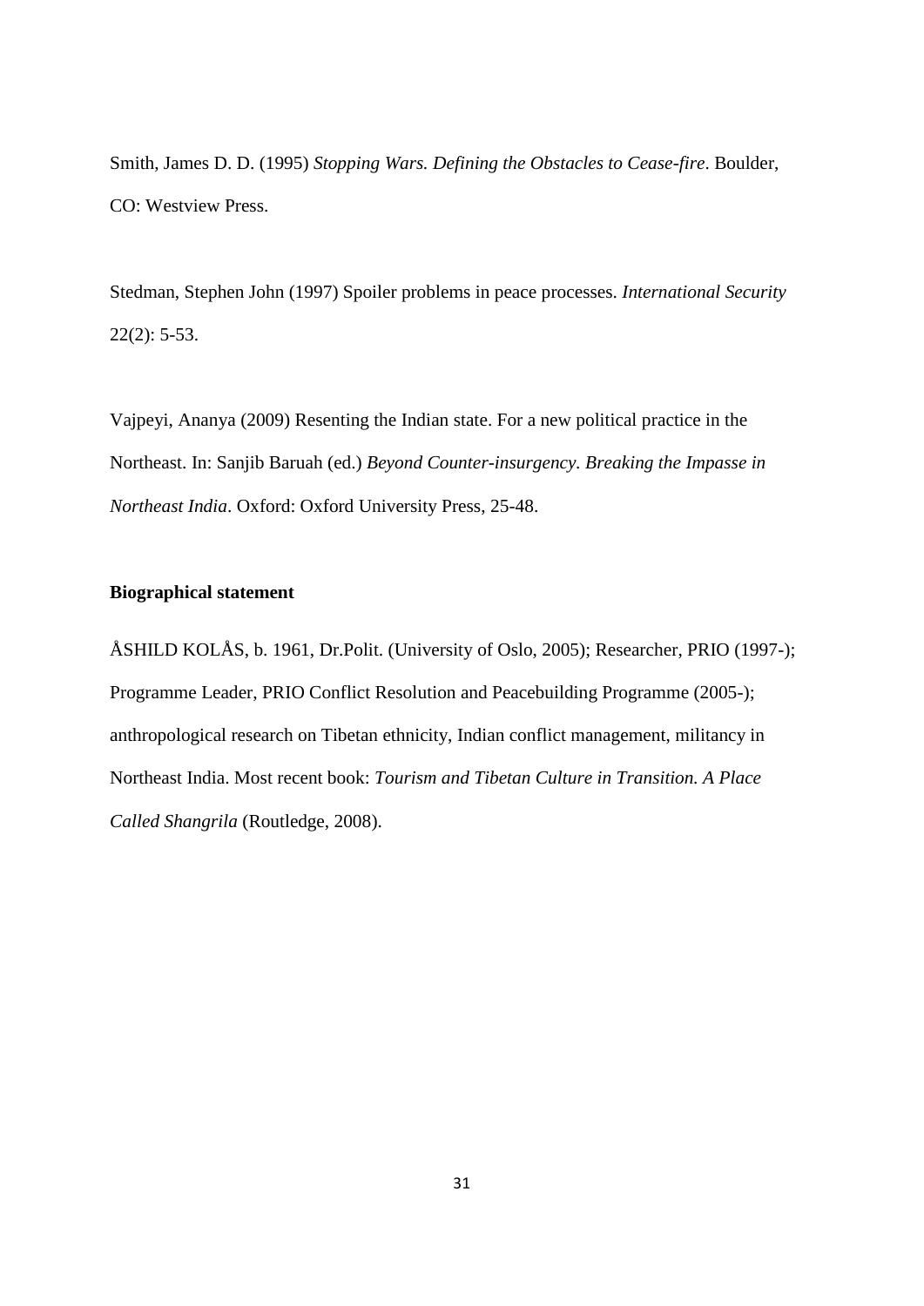Smith, James D. D. (1995) *Stopping Wars. Defining the Obstacles to Cease-fire*. Boulder, CO: Westview Press.

Stedman, Stephen John (1997) Spoiler problems in peace processes. *International Security* 22(2): 5-53.

Vajpeyi, Ananya (2009) Resenting the Indian state. For a new political practice in the Northeast. In: Sanjib Baruah (ed.) *Beyond Counter-insurgency. Breaking the Impasse in Northeast India*. Oxford: Oxford University Press, 25-48.

**Biographical statement**

ÅSHILD KOLÅS, b. 1961, Dr.Polit. (University of Oslo, 2005); Researcher, PRIO (1997-); Programme Leader, PRIO Conflict Resolution and Peacebuilding Programme (2005-); anthropological research on Tibetan ethnicity, Indian conflict management, militancy in Northeast India. Most recent book: *Tourism and Tibetan Culture in Transition. A Place Called Shangrila* (Routledge, 2008).